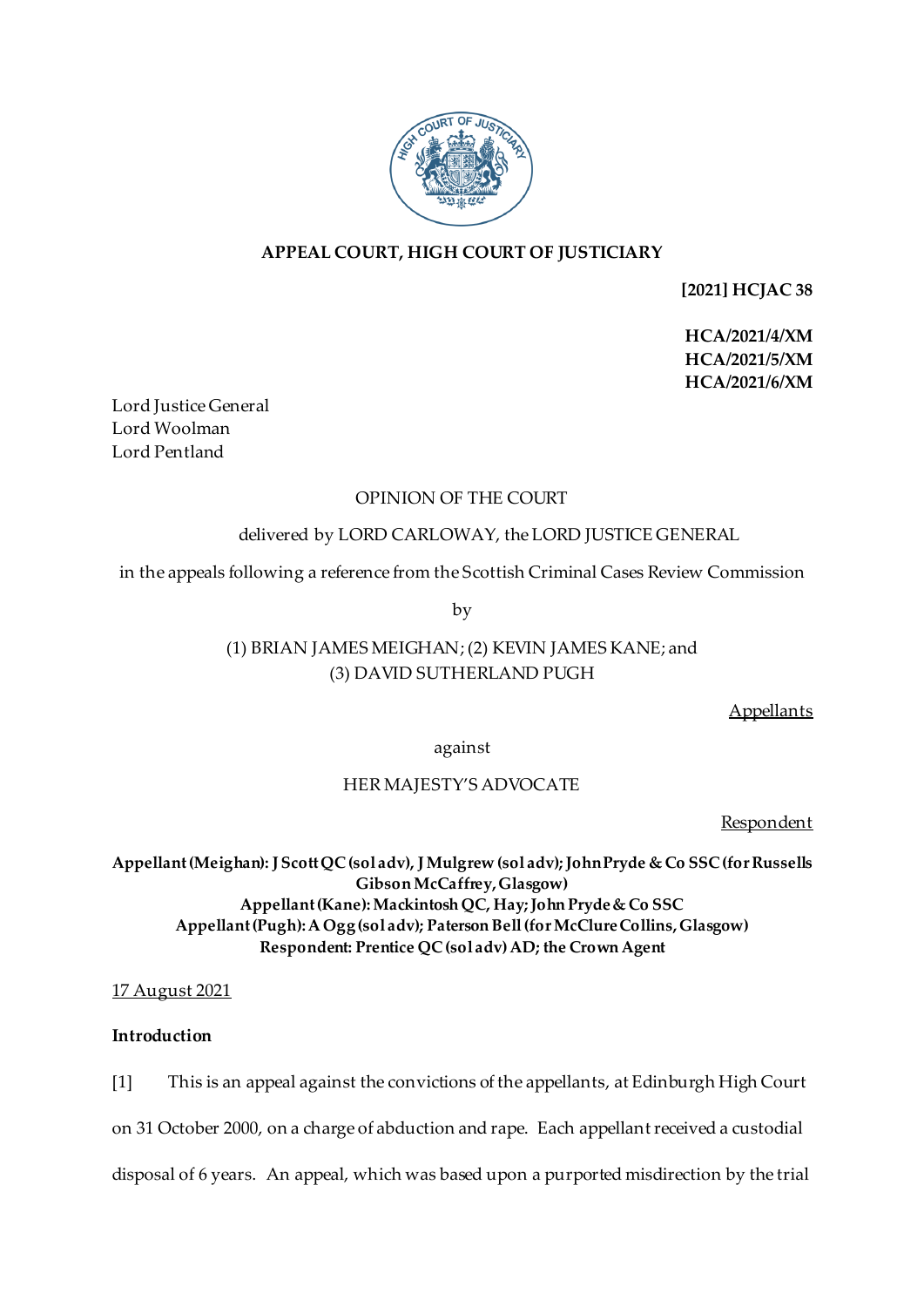**APPEAL COURT, HIGH COURT OF JUSTICIARY**

**[2021] HCJAC 38**

**HCA/2021/4/XM**
**HCA/2021/5/XM**
**HCA/2021/6/XM**

Lord Justice General
Lord Woolman
Lord Pentland

OPINION OF THE COURT

delivered by LORD CARLOWAY, the LORD JUSTICE GENERAL

in the appeals following a reference from the Scottish Criminal Cases Review Commission

by

(1) BRIAN JAMES MEIGHAN; (2) KEVIN JAMES KANE; and
(3) DAVID SUTHERLAND PUGH

Appellants

against

HER MAJESTY'S ADVOCATE

Respondent

**Appellant (Meighan): J Scott QC (sol adv), J Mulgrew (sol adv); John Pryde & Co SSC (for Russells Gibson McCaffrey, Glasgow)**
**Appellant (Kane): Mackintosh QC, Hay; John Pryde & Co SSC**
**Appellant (Pugh): A Ogg (sol adv); Paterson Bell (for McClure Collins, Glasgow)**
**Respondent: Prentice QC (sol adv) AD; the Crown Agent**

17 August 2021

**Introduction**

[1] This is an appeal against the convictions of the appellants, at Edinburgh High Court on 31 October 2000, on a charge of abduction and rape. Each appellant received a custodial disposal of 6 years. An appeal, which was based upon a purported misdirection by the trial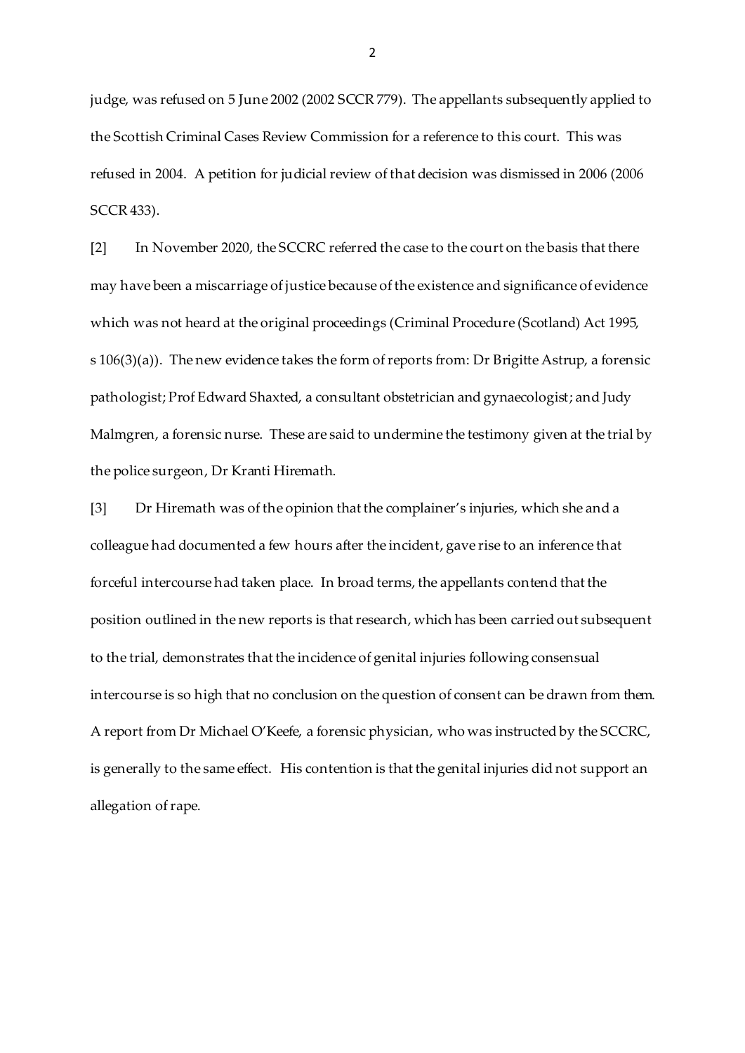judge, was refused on 5 June 2002 (2002 SCCR 779). The appellants subsequently applied to the Scottish Criminal Cases Review Commission for a reference to this court. This was refused in 2004. A petition for judicial review of that decision was dismissed in 2006 (2006 SCCR 433).

[2] In November 2020, the SCCRC referred the case to the court on the basis that there may have been a miscarriage of justice because of the existence and significance of evidence which was not heard at the original proceedings (Criminal Procedure (Scotland) Act 1995, s 106(3)(a)). The new evidence takes the form of reports from: Dr Brigitte Astrup, a forensic pathologist; Prof Edward Shaxted, a consultant obstetrician and gynaecologist; and Judy Malmgren, a forensic nurse. These are said to undermine the testimony given at the trial by the police surgeon, Dr Kranti Hiremath.

[3] Dr Hiremath was of the opinion that the complainer's injuries, which she and a colleague had documented a few hours after the incident, gave rise to an inference that forceful intercourse had taken place. In broad terms, the appellants contend that the position outlined in the new reports is that research, which has been carried out subsequent to the trial, demonstrates that the incidence of genital injuries following consensual intercourse is so high that no conclusion on the question of consent can be drawn from them. A report from Dr Michael O'Keefe, a forensic physician, who was instructed by the SCCRC, is generally to the same effect. His contention is that the genital injuries did not support an allegation of rape.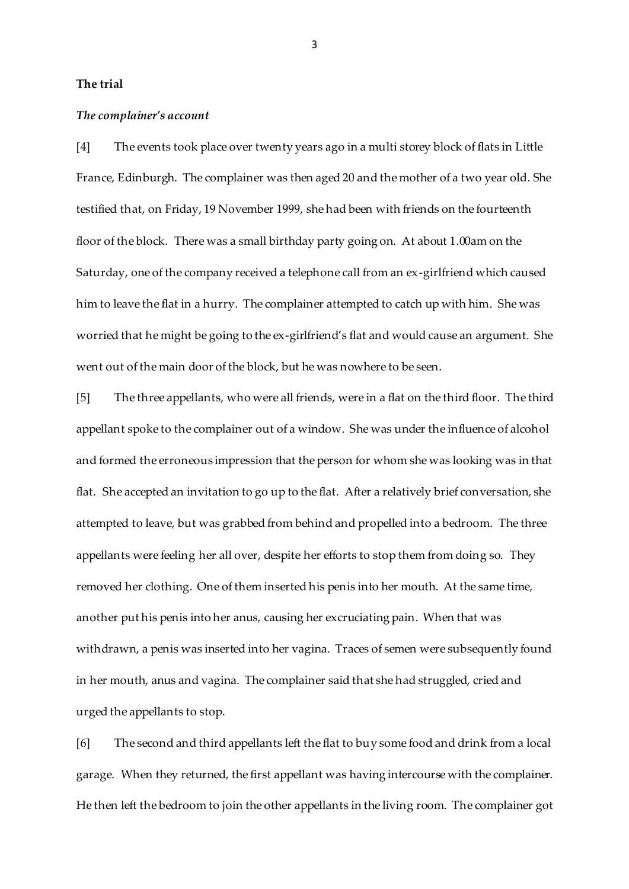**The trial**

***The complainer's account***

[4] The events took place over twenty years ago in a multi storey block of flats in Little France, Edinburgh. The complainer was then aged 20 and the mother of a two year old. She testified that, on Friday, 19 November 1999, she had been with friends on the fourteenth floor of the block. There was a small birthday party going on. At about 1.00am on the Saturday, one of the company received a telephone call from an ex-girlfriend which caused him to leave the flat in a hurry. The complainer attempted to catch up with him. She was worried that he might be going to the ex-girlfriend's flat and would cause an argument. She went out of the main door of the block, but he was nowhere to be seen.

[5] The three appellants, who were all friends, were in a flat on the third floor. The third appellant spoke to the complainer out of a window. She was under the influence of alcohol and formed the erroneous impression that the person for whom she was looking was in that flat. She accepted an invitation to go up to the flat. After a relatively brief conversation, she attempted to leave, but was grabbed from behind and propelled into a bedroom. The three appellants were feeling her all over, despite her efforts to stop them from doing so. They removed her clothing. One of them inserted his penis into her mouth. At the same time, another put his penis into her anus, causing her excruciating pain. When that was withdrawn, a penis was inserted into her vagina. Traces of semen were subsequently found in her mouth, anus and vagina. The complainer said that she had struggled, cried and urged the appellants to stop.

[6] The second and third appellants left the flat to buy some food and drink from a local garage. When they returned, the first appellant was having intercourse with the complainer. He then left the bedroom to join the other appellants in the living room. The complainer got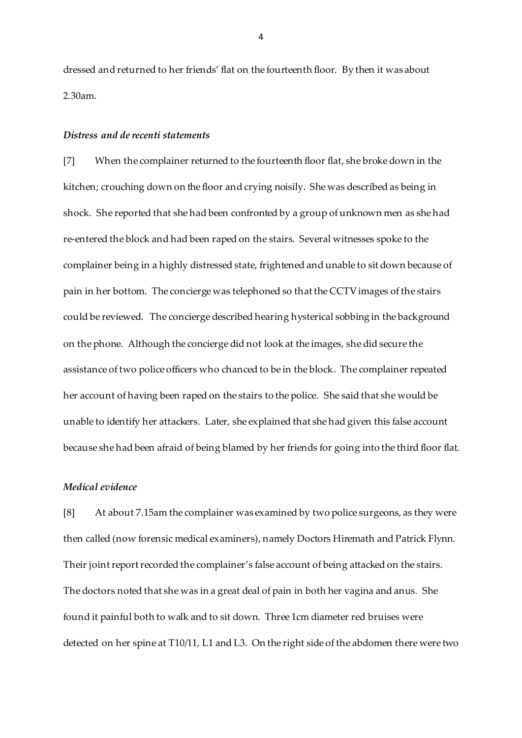dressed and returned to her friends' flat on the fourteenth floor. By then it was about 2.30am.

### *Distress and de recenti statements*

[7] When the complainer returned to the fourteenth floor flat, she broke down in the kitchen; crouching down on the floor and crying noisily. She was described as being in shock. She reported that she had been confronted by a group of unknown men as she had re-entered the block and had been raped on the stairs. Several witnesses spoke to the complainer being in a highly distressed state, frightened and unable to sit down because of pain in her bottom. The concierge was telephoned so that the CCTV images of the stairs could be reviewed. The concierge described hearing hysterical sobbing in the background on the phone. Although the concierge did not look at the images, she did secure the assistance of two police officers who chanced to be in the block. The complainer repeated her account of having been raped on the stairs to the police. She said that she would be unable to identify her attackers. Later, she explained that she had given this false account because she had been afraid of being blamed by her friends for going into the third floor flat.

### *Medical evidence*

[8] At about 7.15am the complainer was examined by two police surgeons, as they were then called (now forensic medical examiners), namely Doctors Hiremath and Patrick Flynn. Their joint report recorded the complainer's false account of being attacked on the stairs. The doctors noted that she was in a great deal of pain in both her vagina and anus. She found it painful both to walk and to sit down. Three 1cm diameter red bruises were detected on her spine at T10/11, L1 and L3. On the right side of the abdomen there were two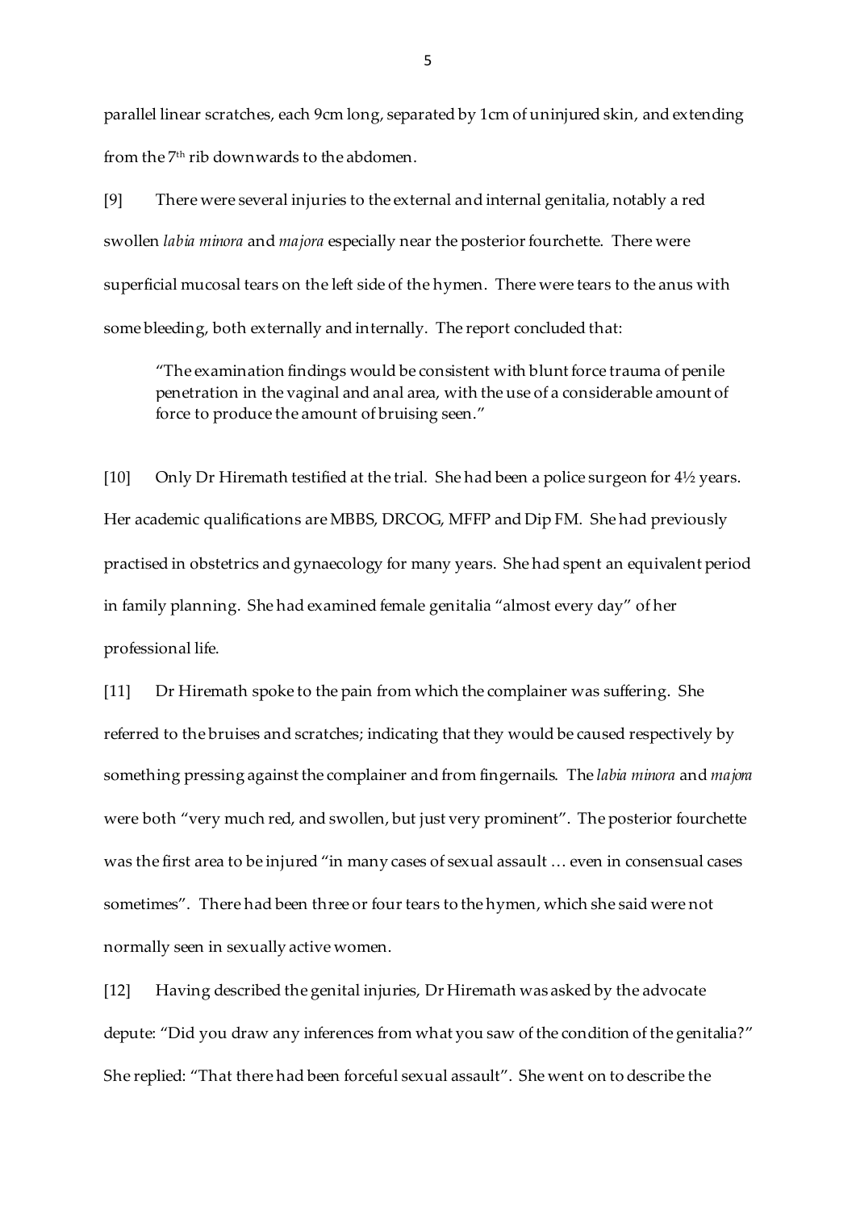parallel linear scratches, each 9cm long, separated by 1cm of uninjured skin, and extending from the 7th rib downwards to the abdomen.

[9] There were several injuries to the external and internal genitalia, notably a red swollen *labia minora* and *majora* especially near the posterior fourchette. There were superficial mucosal tears on the left side of the hymen. There were tears to the anus with some bleeding, both externally and internally. The report concluded that:

> "The examination findings would be consistent with blunt force trauma of penile penetration in the vaginal and anal area, with the use of a considerable amount of force to produce the amount of bruising seen."

[10] Only Dr Hiremath testified at the trial. She had been a police surgeon for 4½ years. Her academic qualifications are MBBS, DRCOG, MFFP and Dip FM. She had previously practised in obstetrics and gynaecology for many years. She had spent an equivalent period in family planning. She had examined female genitalia "almost every day" of her professional life.

[11] Dr Hiremath spoke to the pain from which the complainer was suffering. She referred to the bruises and scratches; indicating that they would be caused respectively by something pressing against the complainer and from fingernails. The *labia minora* and *majora* were both "very much red, and swollen, but just very prominent". The posterior fourchette was the first area to be injured "in many cases of sexual assault … even in consensual cases sometimes". There had been three or four tears to the hymen, which she said were not normally seen in sexually active women.

[12] Having described the genital injuries, Dr Hiremath was asked by the advocate depute: "Did you draw any inferences from what you saw of the condition of the genitalia?" She replied: "That there had been forceful sexual assault". She went on to describe the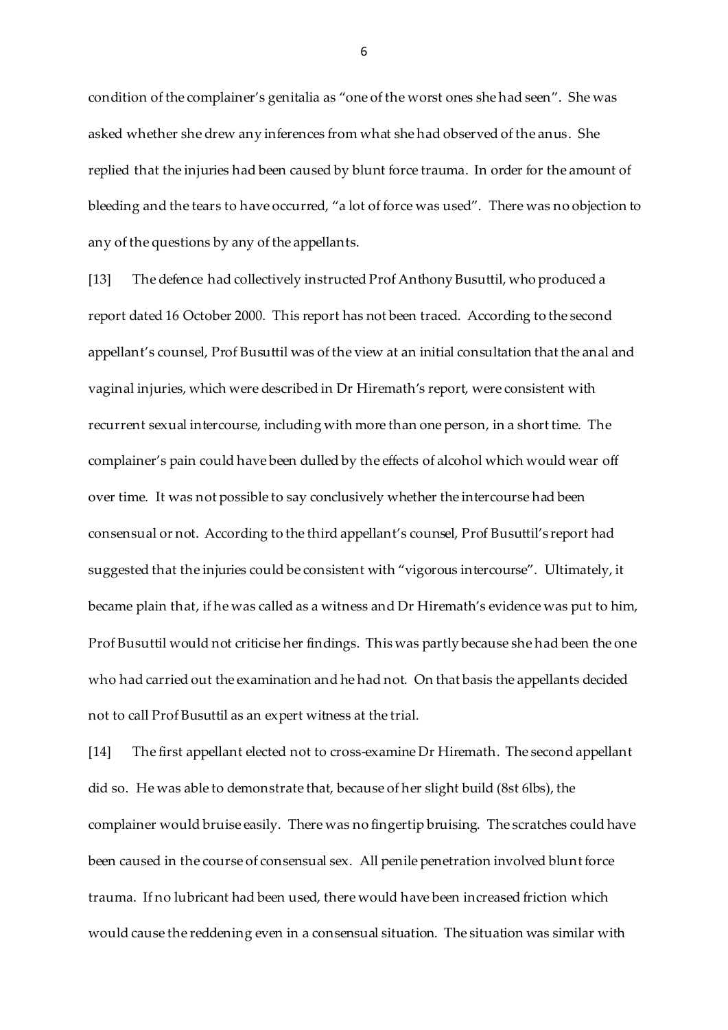condition of the complainer's genitalia as "one of the worst ones she had seen". She was asked whether she drew any inferences from what she had observed of the anus. She replied that the injuries had been caused by blunt force trauma. In order for the amount of bleeding and the tears to have occurred, "a lot of force was used". There was no objection to any of the questions by any of the appellants.

[13] The defence had collectively instructed Prof Anthony Busuttil, who produced a report dated 16 October 2000. This report has not been traced. According to the second appellant's counsel, Prof Busuttil was of the view at an initial consultation that the anal and vaginal injuries, which were described in Dr Hiremath's report, were consistent with recurrent sexual intercourse, including with more than one person, in a short time. The complainer's pain could have been dulled by the effects of alcohol which would wear off over time. It was not possible to say conclusively whether the intercourse had been consensual or not. According to the third appellant's counsel, Prof Busuttil's report had suggested that the injuries could be consistent with "vigorous intercourse". Ultimately, it became plain that, if he was called as a witness and Dr Hiremath's evidence was put to him, Prof Busuttil would not criticise her findings. This was partly because she had been the one who had carried out the examination and he had not. On that basis the appellants decided not to call Prof Busuttil as an expert witness at the trial.

[14] The first appellant elected not to cross-examine Dr Hiremath. The second appellant did so. He was able to demonstrate that, because of her slight build (8st 6lbs), the complainer would bruise easily. There was no fingertip bruising. The scratches could have been caused in the course of consensual sex. All penile penetration involved blunt force trauma. If no lubricant had been used, there would have been increased friction which would cause the reddening even in a consensual situation. The situation was similar with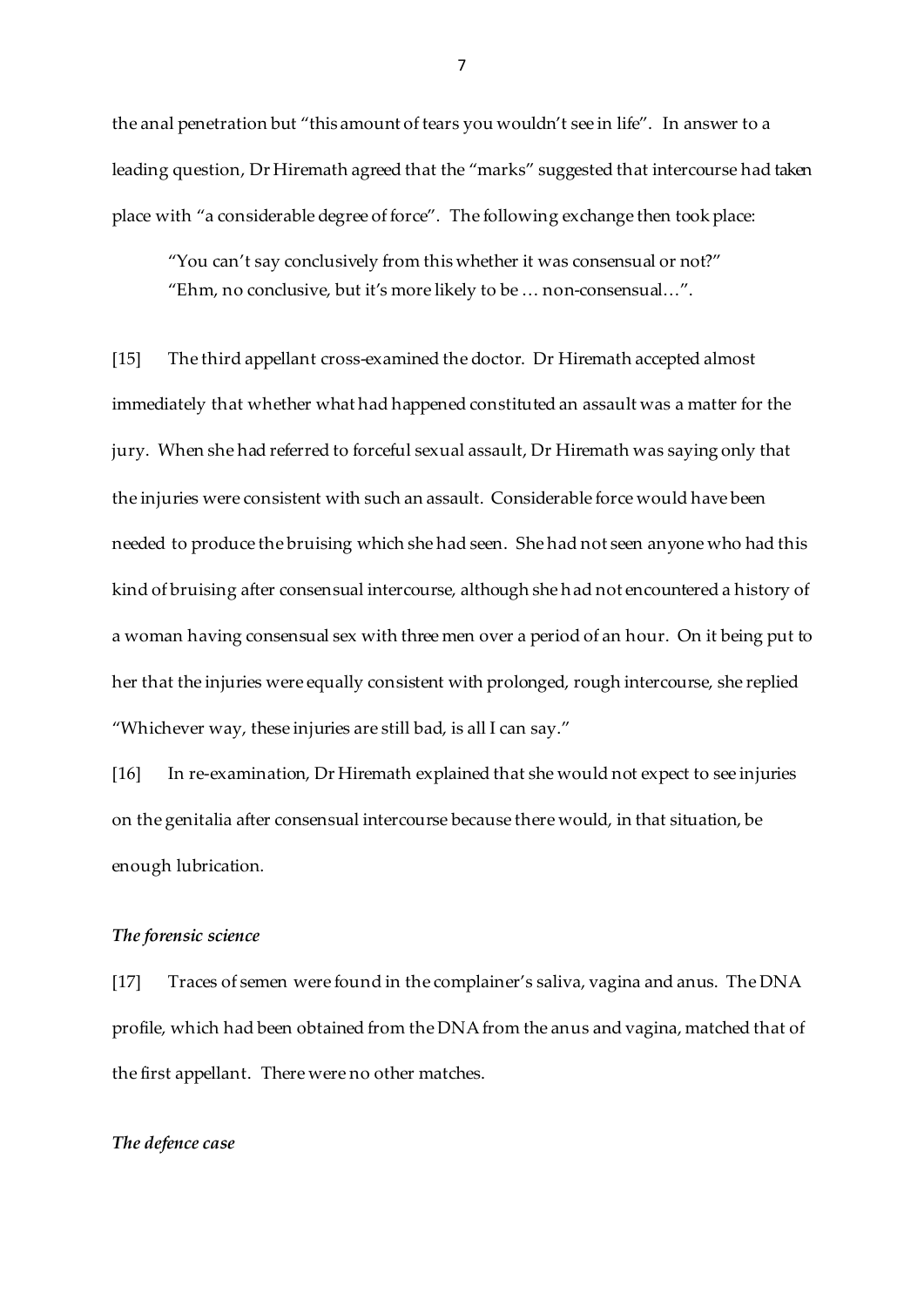the anal penetration but "this amount of tears you wouldn't see in life". In answer to a leading question, Dr Hiremath agreed that the "marks" suggested that intercourse had taken place with "a considerable degree of force". The following exchange then took place:

> "You can't say conclusively from this whether it was consensual or not?"
> "Ehm, no conclusive, but it's more likely to be … non-consensual…".

[15] The third appellant cross-examined the doctor. Dr Hiremath accepted almost immediately that whether what had happened constituted an assault was a matter for the jury. When she had referred to forceful sexual assault, Dr Hiremath was saying only that the injuries were consistent with such an assault. Considerable force would have been needed to produce the bruising which she had seen. She had not seen anyone who had this kind of bruising after consensual intercourse, although she had not encountered a history of a woman having consensual sex with three men over a period of an hour. On it being put to her that the injuries were equally consistent with prolonged, rough intercourse, she replied "Whichever way, these injuries are still bad, is all I can say."

[16] In re-examination, Dr Hiremath explained that she would not expect to see injuries on the genitalia after consensual intercourse because there would, in that situation, be enough lubrication.

### *The forensic science*

[17] Traces of semen were found in the complainer's saliva, vagina and anus. The DNA profile, which had been obtained from the DNA from the anus and vagina, matched that of the first appellant. There were no other matches.

### *The defence case*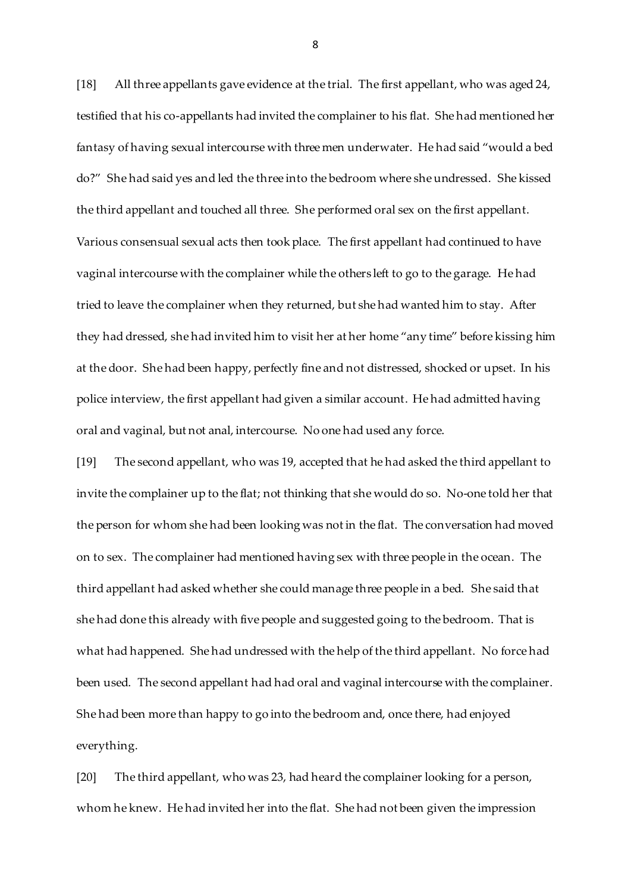[18] All three appellants gave evidence at the trial. The first appellant, who was aged 24, testified that his co-appellants had invited the complainer to his flat. She had mentioned her fantasy of having sexual intercourse with three men underwater. He had said "would a bed do?" She had said yes and led the three into the bedroom where she undressed. She kissed the third appellant and touched all three. She performed oral sex on the first appellant. Various consensual sexual acts then took place. The first appellant had continued to have vaginal intercourse with the complainer while the others left to go to the garage. He had tried to leave the complainer when they returned, but she had wanted him to stay. After they had dressed, she had invited him to visit her at her home "any time" before kissing him at the door. She had been happy, perfectly fine and not distressed, shocked or upset. In his police interview, the first appellant had given a similar account. He had admitted having oral and vaginal, but not anal, intercourse. No one had used any force.

[19] The second appellant, who was 19, accepted that he had asked the third appellant to invite the complainer up to the flat; not thinking that she would do so. No-one told her that the person for whom she had been looking was not in the flat. The conversation had moved on to sex. The complainer had mentioned having sex with three people in the ocean. The third appellant had asked whether she could manage three people in a bed. She said that she had done this already with five people and suggested going to the bedroom. That is what had happened. She had undressed with the help of the third appellant. No force had been used. The second appellant had had oral and vaginal intercourse with the complainer. She had been more than happy to go into the bedroom and, once there, had enjoyed everything.

[20] The third appellant, who was 23, had heard the complainer looking for a person, whom he knew. He had invited her into the flat. She had not been given the impression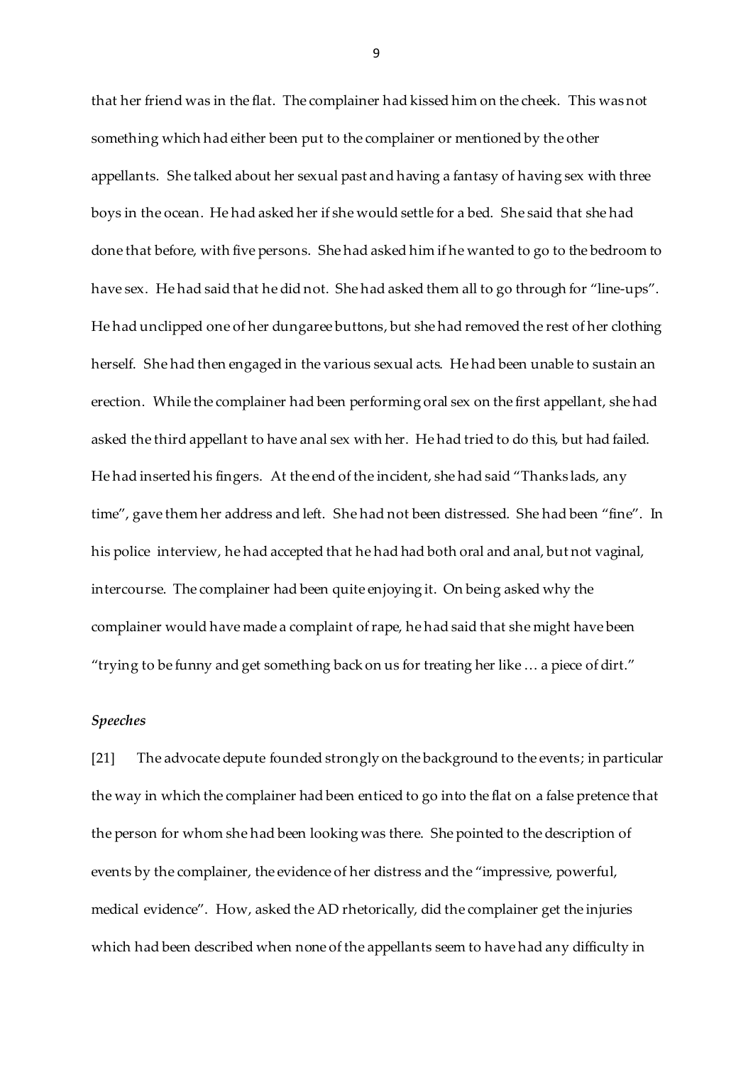that her friend was in the flat. The complainer had kissed him on the cheek. This was not something which had either been put to the complainer or mentioned by the other appellants. She talked about her sexual past and having a fantasy of having sex with three boys in the ocean. He had asked her if she would settle for a bed. She said that she had done that before, with five persons. She had asked him if he wanted to go to the bedroom to have sex. He had said that he did not. She had asked them all to go through for "line-ups". He had unclipped one of her dungaree buttons, but she had removed the rest of her clothing herself. She had then engaged in the various sexual acts. He had been unable to sustain an erection. While the complainer had been performing oral sex on the first appellant, she had asked the third appellant to have anal sex with her. He had tried to do this, but had failed. He had inserted his fingers. At the end of the incident, she had said "Thanks lads, any time", gave them her address and left. She had not been distressed. She had been "fine". In his police interview, he had accepted that he had had both oral and anal, but not vaginal, intercourse. The complainer had been quite enjoying it. On being asked why the complainer would have made a complaint of rape, he had said that she might have been "trying to be funny and get something back on us for treating her like … a piece of dirt."

### *Speeches*

[21] The advocate depute founded strongly on the background to the events; in particular the way in which the complainer had been enticed to go into the flat on a false pretence that the person for whom she had been looking was there. She pointed to the description of events by the complainer, the evidence of her distress and the "impressive, powerful, medical evidence". How, asked the AD rhetorically, did the complainer get the injuries which had been described when none of the appellants seem to have had any difficulty in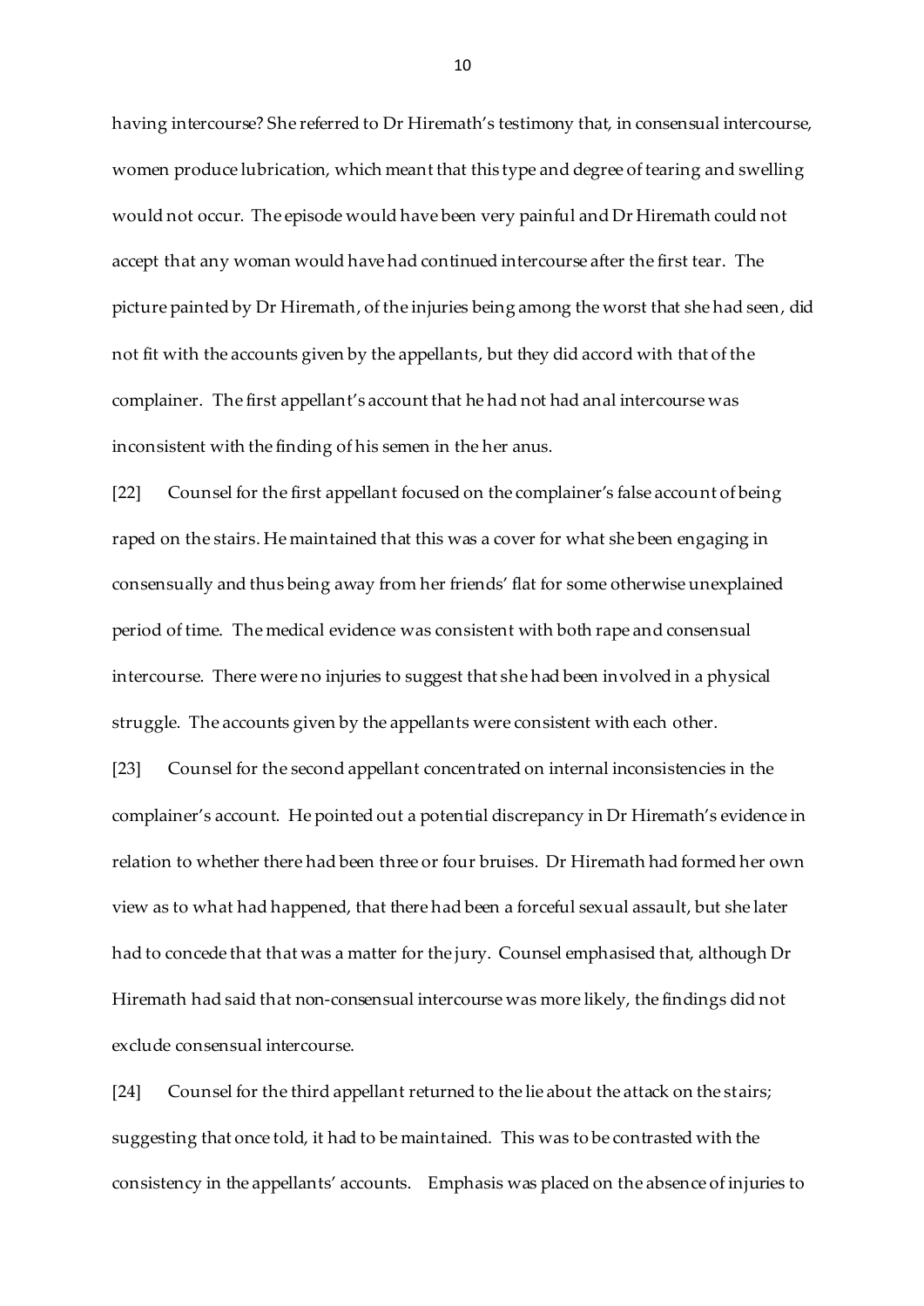having intercourse? She referred to Dr Hiremath's testimony that, in consensual intercourse, women produce lubrication, which meant that this type and degree of tearing and swelling would not occur. The episode would have been very painful and Dr Hiremath could not accept that any woman would have had continued intercourse after the first tear. The picture painted by Dr Hiremath, of the injuries being among the worst that she had seen, did not fit with the accounts given by the appellants, but they did accord with that of the complainer. The first appellant's account that he had not had anal intercourse was inconsistent with the finding of his semen in the her anus.

[22] Counsel for the first appellant focused on the complainer's false account of being raped on the stairs. He maintained that this was a cover for what she been engaging in consensually and thus being away from her friends' flat for some otherwise unexplained period of time. The medical evidence was consistent with both rape and consensual intercourse. There were no injuries to suggest that she had been involved in a physical struggle. The accounts given by the appellants were consistent with each other.

[23] Counsel for the second appellant concentrated on internal inconsistencies in the complainer's account. He pointed out a potential discrepancy in Dr Hiremath's evidence in relation to whether there had been three or four bruises. Dr Hiremath had formed her own view as to what had happened, that there had been a forceful sexual assault, but she later had to concede that that was a matter for the jury. Counsel emphasised that, although Dr Hiremath had said that non-consensual intercourse was more likely, the findings did not exclude consensual intercourse.

[24] Counsel for the third appellant returned to the lie about the attack on the stairs; suggesting that once told, it had to be maintained. This was to be contrasted with the consistency in the appellants' accounts. Emphasis was placed on the absence of injuries to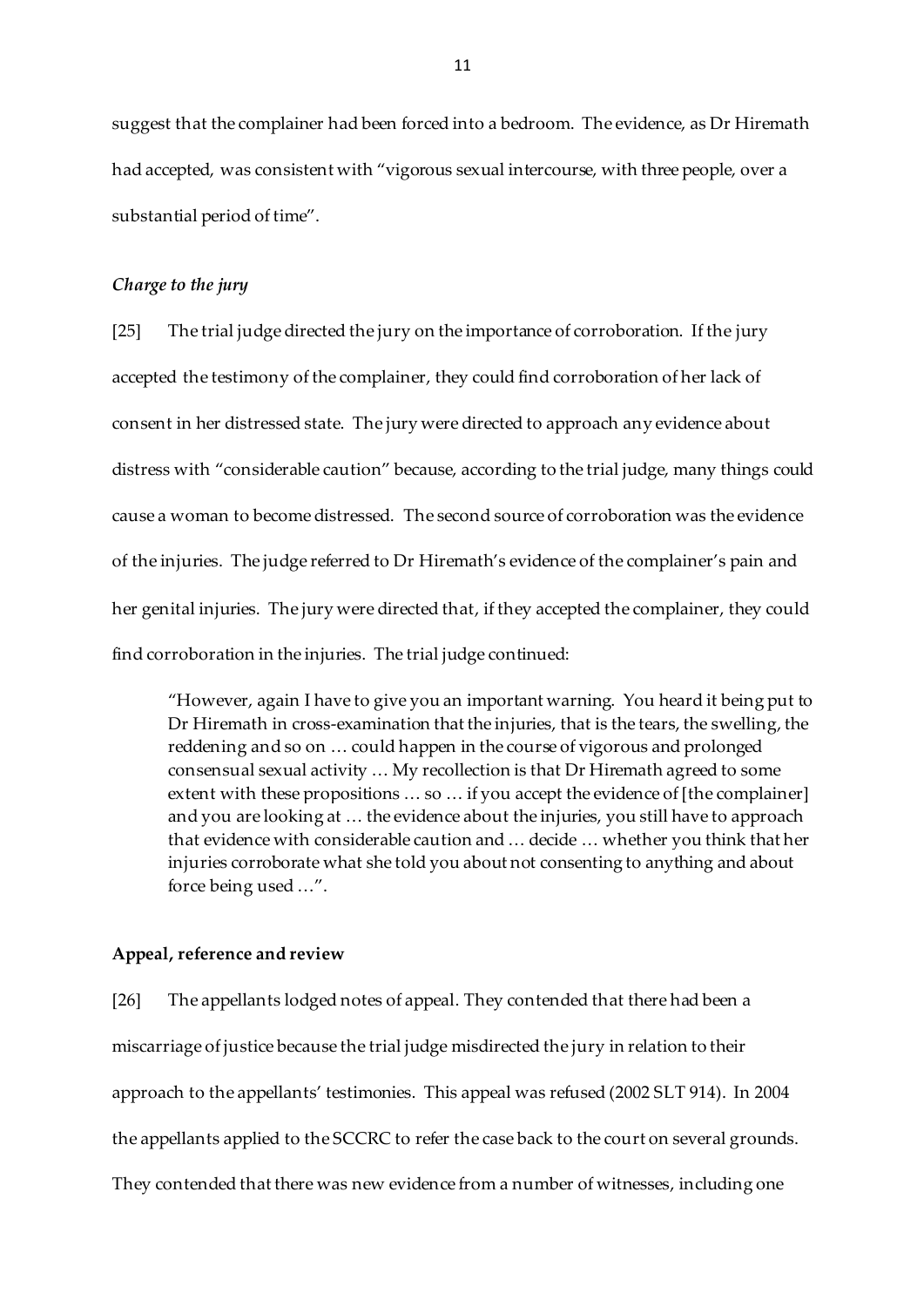suggest that the complainer had been forced into a bedroom. The evidence, as Dr Hiremath had accepted, was consistent with "vigorous sexual intercourse, with three people, over a substantial period of time".

*Charge to the jury*

[25] The trial judge directed the jury on the importance of corroboration. If the jury accepted the testimony of the complainer, they could find corroboration of her lack of consent in her distressed state. The jury were directed to approach any evidence about distress with "considerable caution" because, according to the trial judge, many things could cause a woman to become distressed. The second source of corroboration was the evidence of the injuries. The judge referred to Dr Hiremath's evidence of the complainer's pain and her genital injuries. The jury were directed that, if they accepted the complainer, they could find corroboration in the injuries. The trial judge continued:

> "However, again I have to give you an important warning. You heard it being put to Dr Hiremath in cross-examination that the injuries, that is the tears, the swelling, the reddening and so on … could happen in the course of vigorous and prolonged consensual sexual activity … My recollection is that Dr Hiremath agreed to some extent with these propositions … so … if you accept the evidence of [the complainer] and you are looking at … the evidence about the injuries, you still have to approach that evidence with considerable caution and … decide … whether you think that her injuries corroborate what she told you about not consenting to anything and about force being used …".

**Appeal, reference and review**

[26] The appellants lodged notes of appeal. They contended that there had been a miscarriage of justice because the trial judge misdirected the jury in relation to their approach to the appellants' testimonies. This appeal was refused (2002 SLT 914). In 2004 the appellants applied to the SCCRC to refer the case back to the court on several grounds. They contended that there was new evidence from a number of witnesses, including one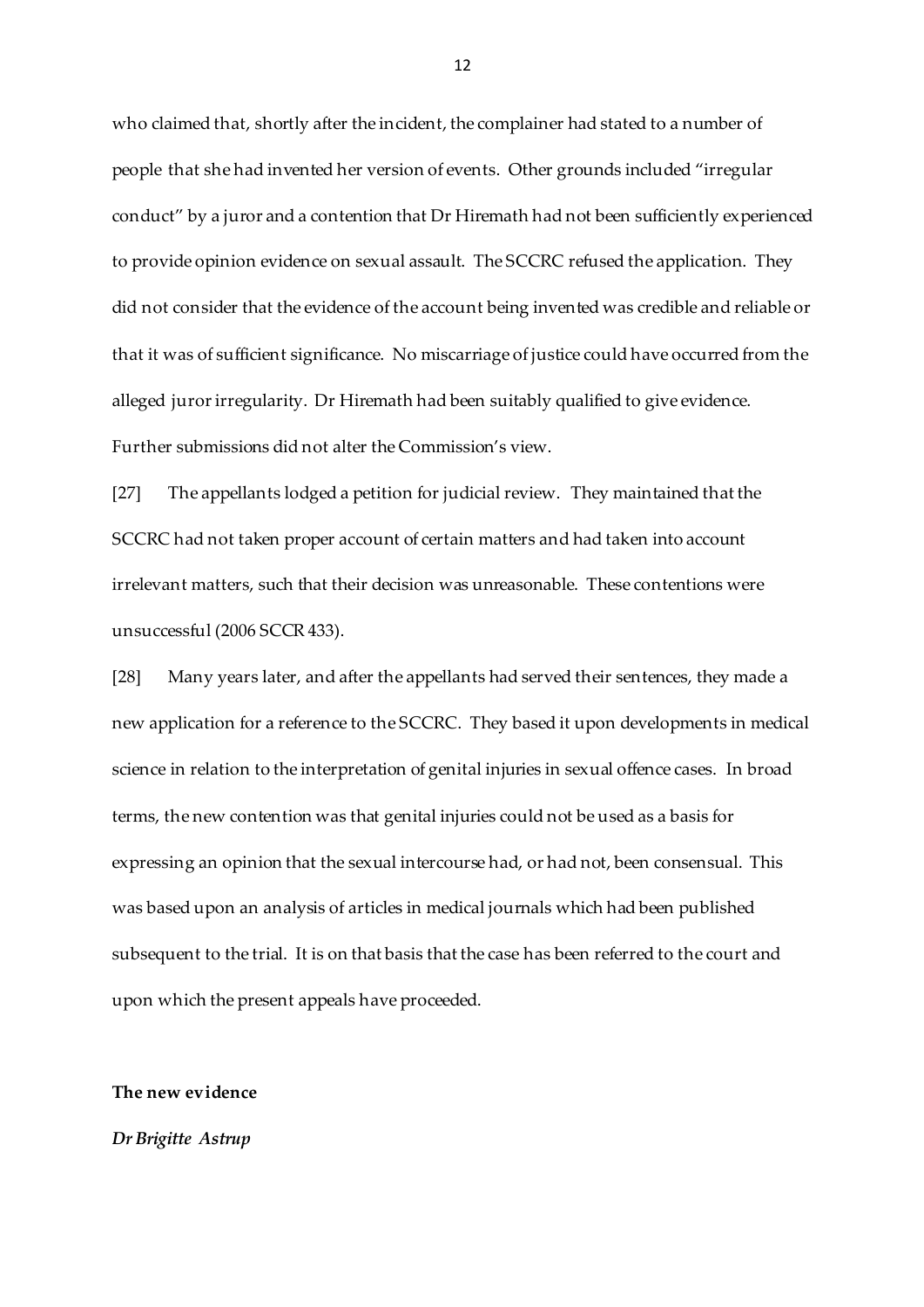who claimed that, shortly after the incident, the complainer had stated to a number of people that she had invented her version of events. Other grounds included "irregular conduct" by a juror and a contention that Dr Hiremath had not been sufficiently experienced to provide opinion evidence on sexual assault. The SCCRC refused the application. They did not consider that the evidence of the account being invented was credible and reliable or that it was of sufficient significance. No miscarriage of justice could have occurred from the alleged juror irregularity. Dr Hiremath had been suitably qualified to give evidence. Further submissions did not alter the Commission's view.

[27] The appellants lodged a petition for judicial review. They maintained that the SCCRC had not taken proper account of certain matters and had taken into account irrelevant matters, such that their decision was unreasonable. These contentions were unsuccessful (2006 SCCR 433).

[28] Many years later, and after the appellants had served their sentences, they made a new application for a reference to the SCCRC. They based it upon developments in medical science in relation to the interpretation of genital injuries in sexual offence cases. In broad terms, the new contention was that genital injuries could not be used as a basis for expressing an opinion that the sexual intercourse had, or had not, been consensual. This was based upon an analysis of articles in medical journals which had been published subsequent to the trial. It is on that basis that the case has been referred to the court and upon which the present appeals have proceeded.

**The new evidence**

***Dr Brigitte Astrup***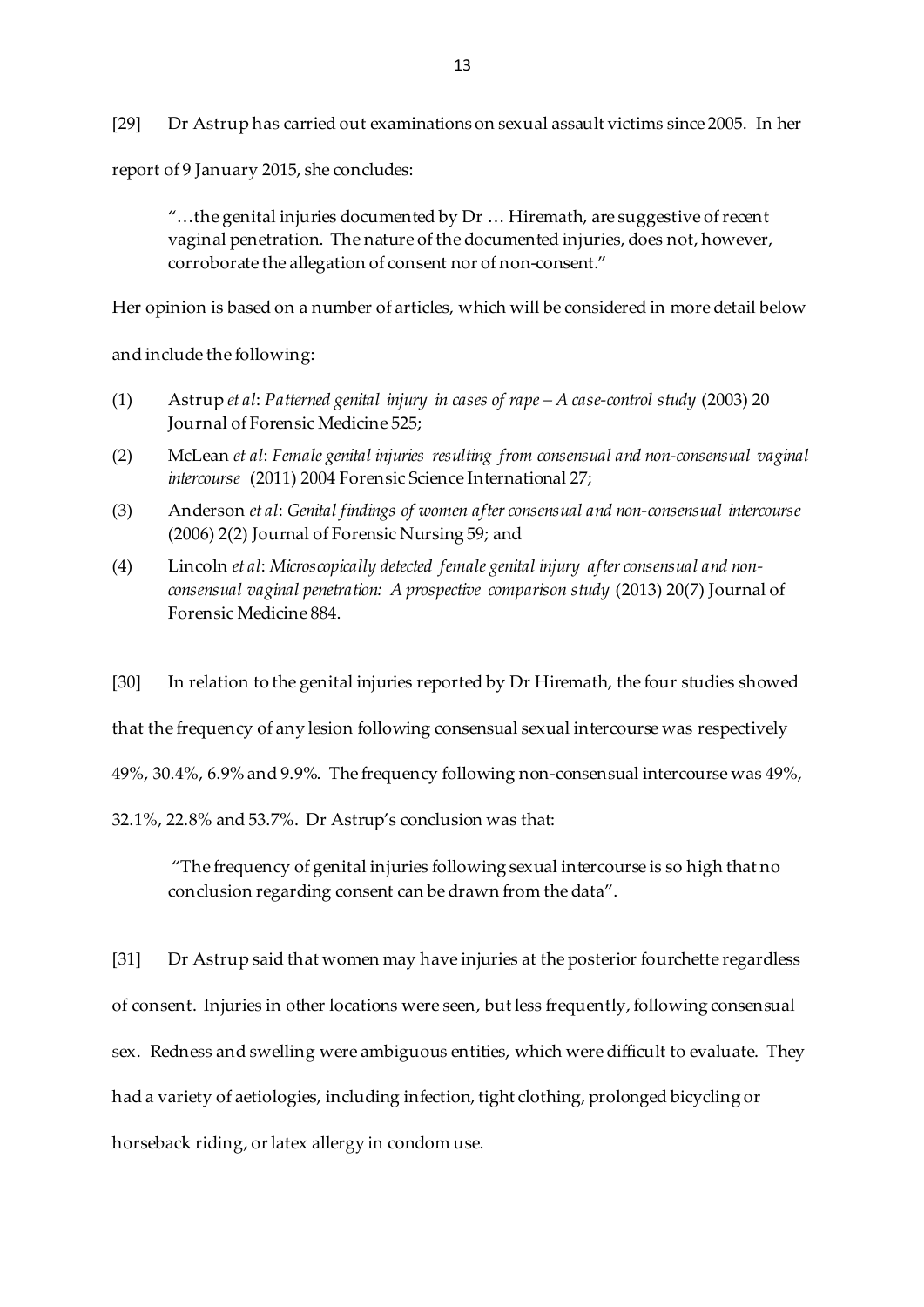[29] Dr Astrup has carried out examinations on sexual assault victims since 2005. In her report of 9 January 2015, she concludes:

> "…the genital injuries documented by Dr … Hiremath, are suggestive of recent vaginal penetration. The nature of the documented injuries, does not, however, corroborate the allegation of consent nor of non-consent."

Her opinion is based on a number of articles, which will be considered in more detail below and include the following:

(1) Astrup *et al*: *Patterned genital injury in cases of rape – A case-control study* (2003) 20 Journal of Forensic Medicine 525;

(2) McLean *et al*: *Female genital injuries resulting from consensual and non-consensual vaginal intercourse* (2011) 2004 Forensic Science International 27;

(3) Anderson *et al*: *Genital findings of women after consensual and non-consensual intercourse* (2006) 2(2) Journal of Forensic Nursing 59; and

(4) Lincoln *et al*: *Microscopically detected female genital injury after consensual and non-consensual vaginal penetration: A prospective comparison study* (2013) 20(7) Journal of Forensic Medicine 884.

[30] In relation to the genital injuries reported by Dr Hiremath, the four studies showed that the frequency of any lesion following consensual sexual intercourse was respectively 49%, 30.4%, 6.9% and 9.9%. The frequency following non-consensual intercourse was 49%, 32.1%, 22.8% and 53.7%. Dr Astrup's conclusion was that:

> "The frequency of genital injuries following sexual intercourse is so high that no conclusion regarding consent can be drawn from the data".

[31] Dr Astrup said that women may have injuries at the posterior fourchette regardless of consent. Injuries in other locations were seen, but less frequently, following consensual sex. Redness and swelling were ambiguous entities, which were difficult to evaluate. They had a variety of aetiologies, including infection, tight clothing, prolonged bicycling or horseback riding, or latex allergy in condom use.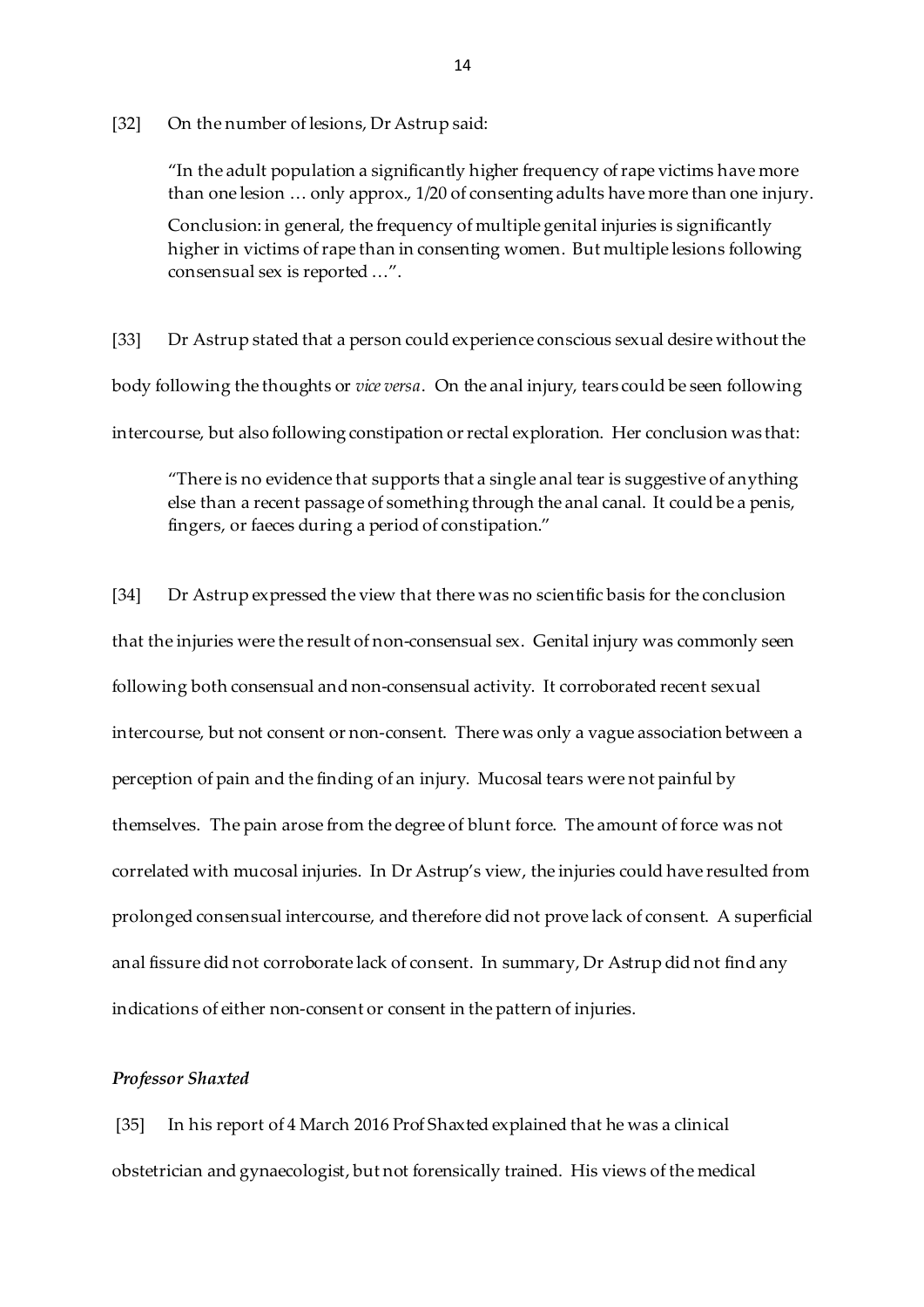[32] On the number of lesions, Dr Astrup said:

> "In the adult population a significantly higher frequency of rape victims have more than one lesion … only approx., 1/20 of consenting adults have more than one injury.
>
> Conclusion: in general, the frequency of multiple genital injuries is significantly higher in victims of rape than in consenting women. But multiple lesions following consensual sex is reported …".

[33] Dr Astrup stated that a person could experience conscious sexual desire without the body following the thoughts or *vice versa*. On the anal injury, tears could be seen following intercourse, but also following constipation or rectal exploration. Her conclusion was that:

> "There is no evidence that supports that a single anal tear is suggestive of anything else than a recent passage of something through the anal canal. It could be a penis, fingers, or faeces during a period of constipation."

[34] Dr Astrup expressed the view that there was no scientific basis for the conclusion that the injuries were the result of non-consensual sex. Genital injury was commonly seen following both consensual and non-consensual activity. It corroborated recent sexual intercourse, but not consent or non-consent. There was only a vague association between a perception of pain and the finding of an injury. Mucosal tears were not painful by themselves. The pain arose from the degree of blunt force. The amount of force was not correlated with mucosal injuries. In Dr Astrup's view, the injuries could have resulted from prolonged consensual intercourse, and therefore did not prove lack of consent. A superficial anal fissure did not corroborate lack of consent. In summary, Dr Astrup did not find any indications of either non-consent or consent in the pattern of injuries.

### *Professor Shaxted*

[35] In his report of 4 March 2016 Prof Shaxted explained that he was a clinical obstetrician and gynaecologist, but not forensically trained. His views of the medical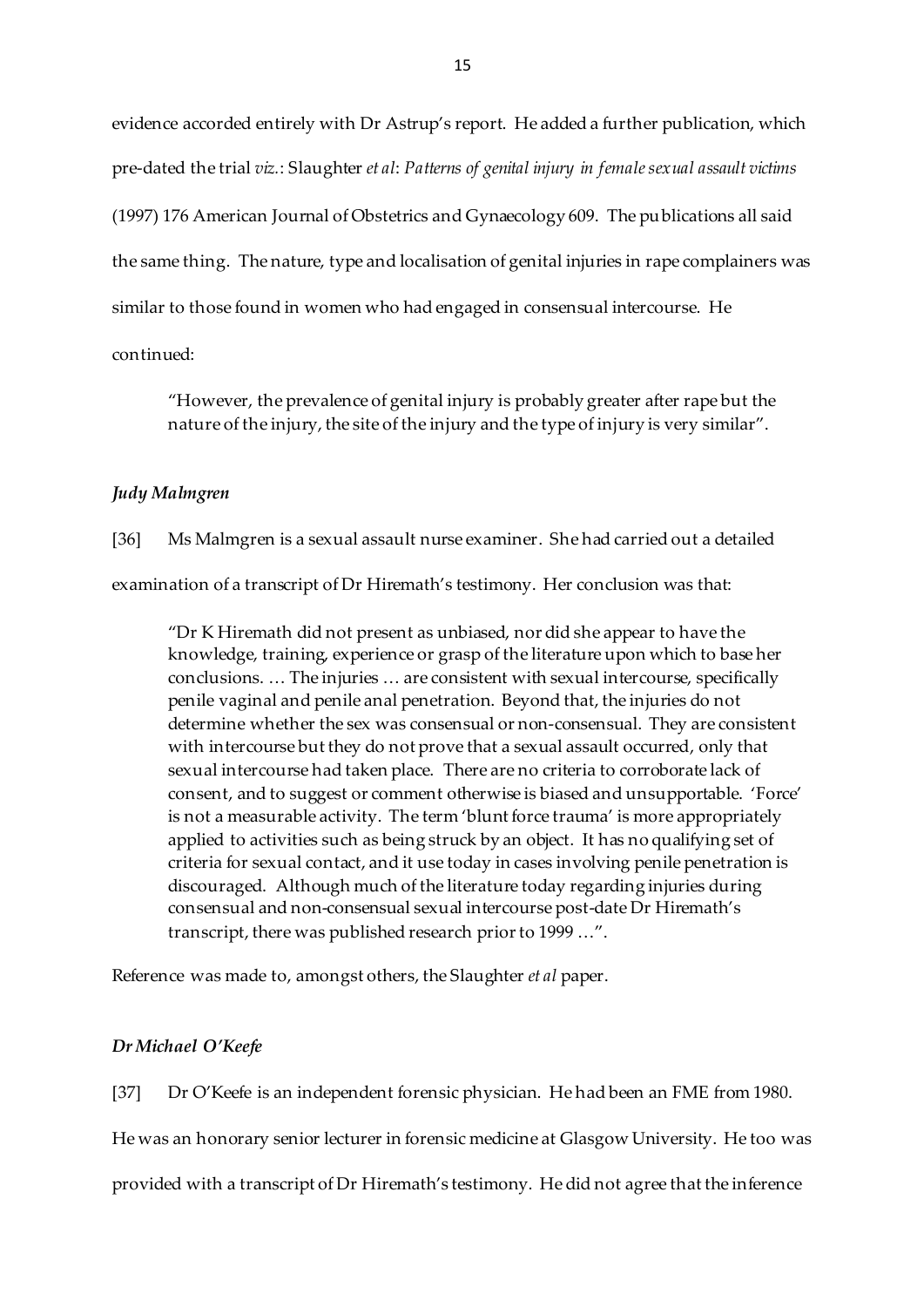evidence accorded entirely with Dr Astrup's report. He added a further publication, which pre-dated the trial *viz.*: Slaughter *et al*: *Patterns of genital injury in female sexual assault victims* (1997) 176 American Journal of Obstetrics and Gynaecology 609. The publications all said the same thing. The nature, type and localisation of genital injuries in rape complainers was similar to those found in women who had engaged in consensual intercourse. He continued:

> "However, the prevalence of genital injury is probably greater after rape but the nature of the injury, the site of the injury and the type of injury is very similar".

### *Judy Malmgren*

[36] Ms Malmgren is a sexual assault nurse examiner. She had carried out a detailed examination of a transcript of Dr Hiremath's testimony. Her conclusion was that:

> "Dr K Hiremath did not present as unbiased, nor did she appear to have the knowledge, training, experience or grasp of the literature upon which to base her conclusions. … The injuries … are consistent with sexual intercourse, specifically penile vaginal and penile anal penetration. Beyond that, the injuries do not determine whether the sex was consensual or non-consensual. They are consistent with intercourse but they do not prove that a sexual assault occurred, only that sexual intercourse had taken place. There are no criteria to corroborate lack of consent, and to suggest or comment otherwise is biased and unsupportable. 'Force' is not a measurable activity. The term 'blunt force trauma' is more appropriately applied to activities such as being struck by an object. It has no qualifying set of criteria for sexual contact, and it use today in cases involving penile penetration is discouraged. Although much of the literature today regarding injuries during consensual and non-consensual sexual intercourse post-date Dr Hiremath's transcript, there was published research prior to 1999 …".

Reference was made to, amongst others, the Slaughter *et al* paper.

### *Dr Michael O'Keefe*

[37] Dr O'Keefe is an independent forensic physician. He had been an FME from 1980. He was an honorary senior lecturer in forensic medicine at Glasgow University. He too was provided with a transcript of Dr Hiremath's testimony. He did not agree that the inference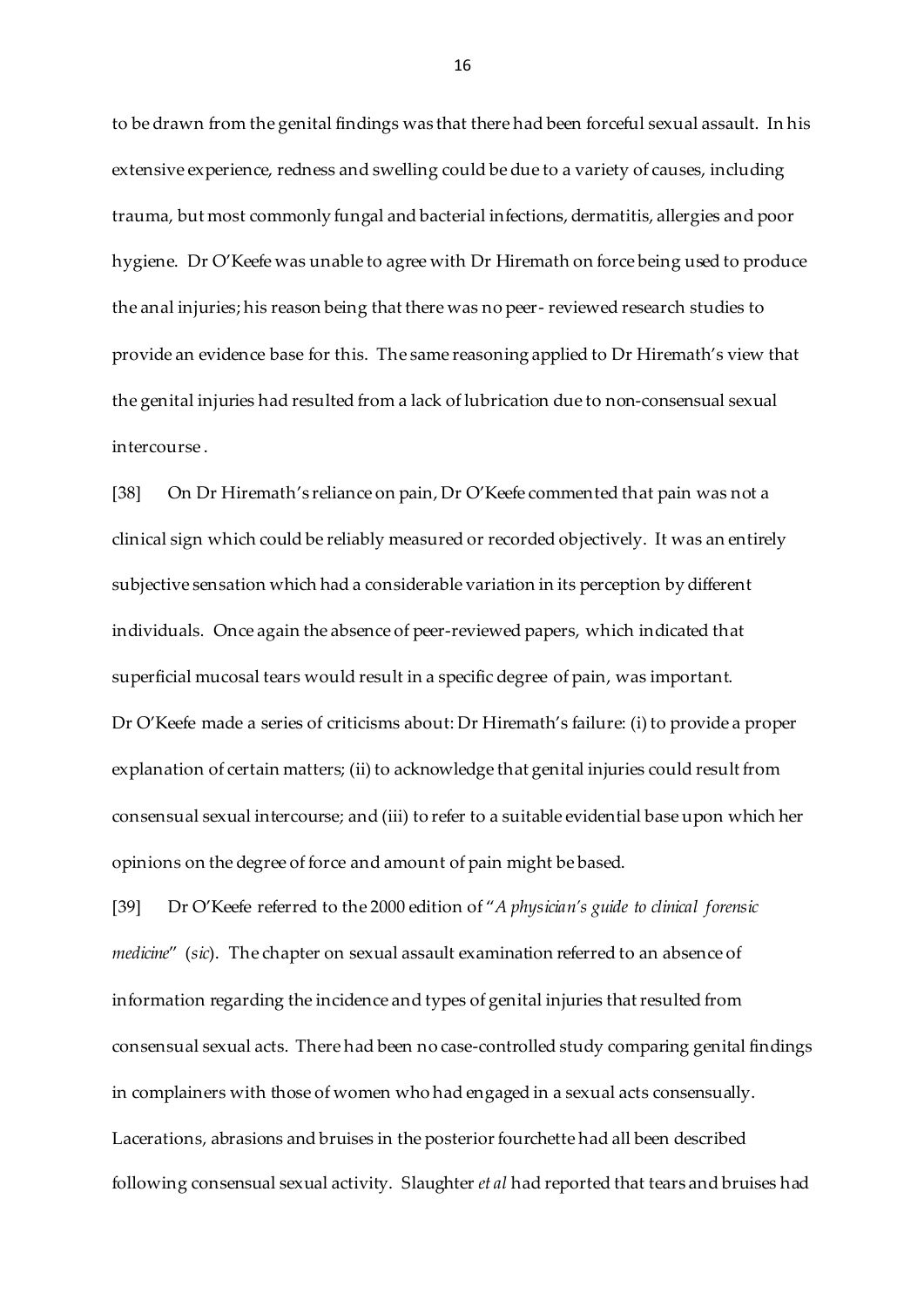to be drawn from the genital findings was that there had been forceful sexual assault. In his extensive experience, redness and swelling could be due to a variety of causes, including trauma, but most commonly fungal and bacterial infections, dermatitis, allergies and poor hygiene. Dr O'Keefe was unable to agree with Dr Hiremath on force being used to produce the anal injuries; his reason being that there was no peer- reviewed research studies to provide an evidence base for this. The same reasoning applied to Dr Hiremath's view that the genital injuries had resulted from a lack of lubrication due to non-consensual sexual intercourse .

[38] On Dr Hiremath's reliance on pain, Dr O'Keefe commented that pain was not a clinical sign which could be reliably measured or recorded objectively. It was an entirely subjective sensation which had a considerable variation in its perception by different individuals. Once again the absence of peer-reviewed papers, which indicated that superficial mucosal tears would result in a specific degree of pain, was important. Dr O'Keefe made a series of criticisms about: Dr Hiremath's failure: (i) to provide a proper explanation of certain matters; (ii) to acknowledge that genital injuries could result from consensual sexual intercourse; and (iii) to refer to a suitable evidential base upon which her opinions on the degree of force and amount of pain might be based.

[39] Dr O'Keefe referred to the 2000 edition of "*A physician's guide to clinical forensic medicine*" (*sic*). The chapter on sexual assault examination referred to an absence of information regarding the incidence and types of genital injuries that resulted from consensual sexual acts. There had been no case-controlled study comparing genital findings in complainers with those of women who had engaged in a sexual acts consensually. Lacerations, abrasions and bruises in the posterior fourchette had all been described following consensual sexual activity. Slaughter *et al* had reported that tears and bruises had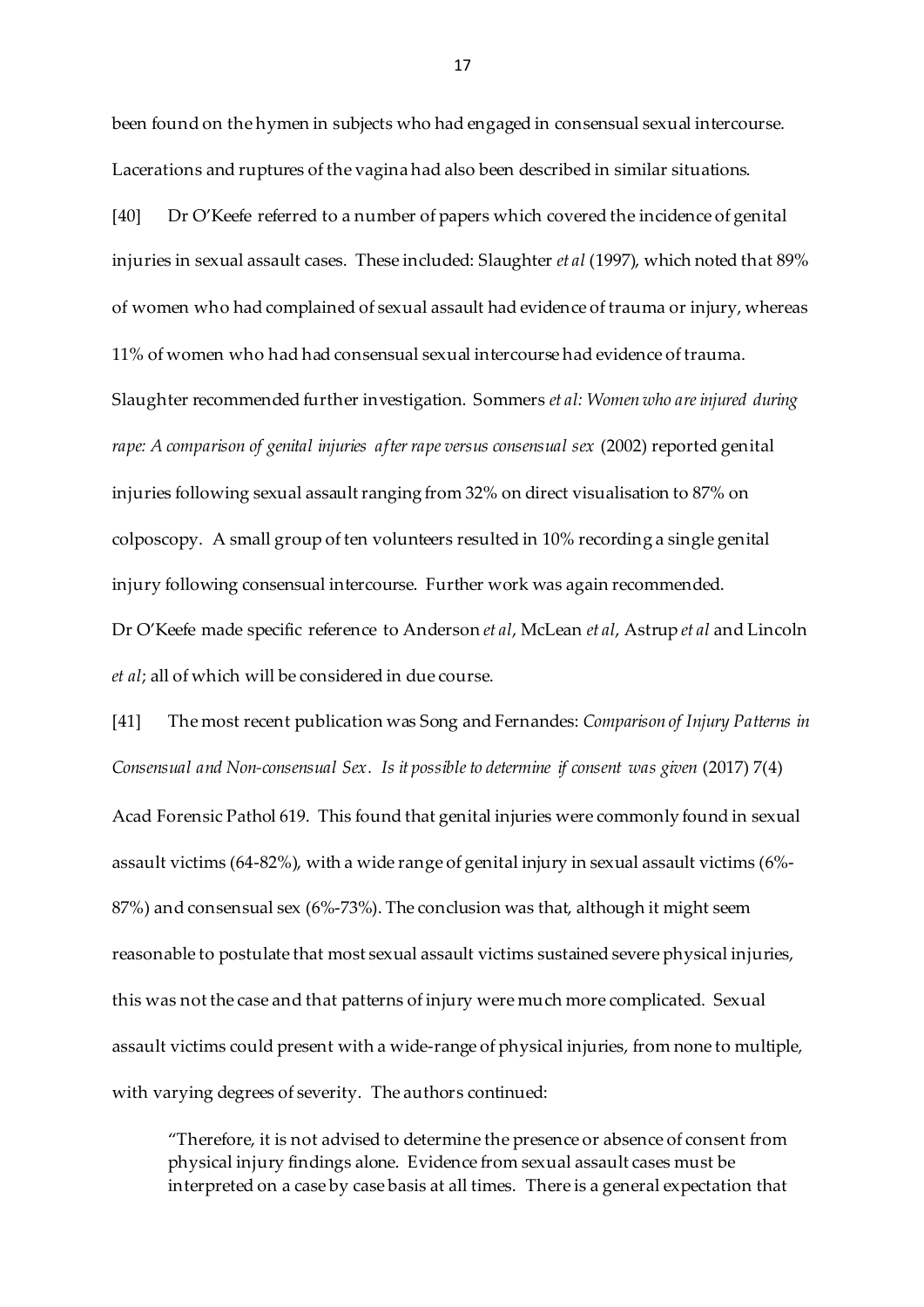been found on the hymen in subjects who had engaged in consensual sexual intercourse. Lacerations and ruptures of the vagina had also been described in similar situations.

[40] Dr O'Keefe referred to a number of papers which covered the incidence of genital injuries in sexual assault cases. These included: Slaughter *et al* (1997), which noted that 89% of women who had complained of sexual assault had evidence of trauma or injury, whereas 11% of women who had had consensual sexual intercourse had evidence of trauma. Slaughter recommended further investigation. Sommers *et al: Women who are injured during rape: A comparison of genital injuries after rape versus consensual sex* (2002) reported genital injuries following sexual assault ranging from 32% on direct visualisation to 87% on colposcopy. A small group of ten volunteers resulted in 10% recording a single genital injury following consensual intercourse. Further work was again recommended. Dr O'Keefe made specific reference to Anderson *et al*, McLean *et al*, Astrup *et al* and Lincoln *et al*; all of which will be considered in due course.

[41] The most recent publication was Song and Fernandes: *Comparison of Injury Patterns in Consensual and Non-consensual Sex. Is it possible to determine if consent was given* (2017) 7(4) Acad Forensic Pathol 619. This found that genital injuries were commonly found in sexual assault victims (64-82%), with a wide range of genital injury in sexual assault victims (6%-87%) and consensual sex (6%-73%). The conclusion was that, although it might seem reasonable to postulate that most sexual assault victims sustained severe physical injuries, this was not the case and that patterns of injury were much more complicated. Sexual assault victims could present with a wide-range of physical injuries, from none to multiple, with varying degrees of severity. The authors continued:

> "Therefore, it is not advised to determine the presence or absence of consent from physical injury findings alone. Evidence from sexual assault cases must be interpreted on a case by case basis at all times. There is a general expectation that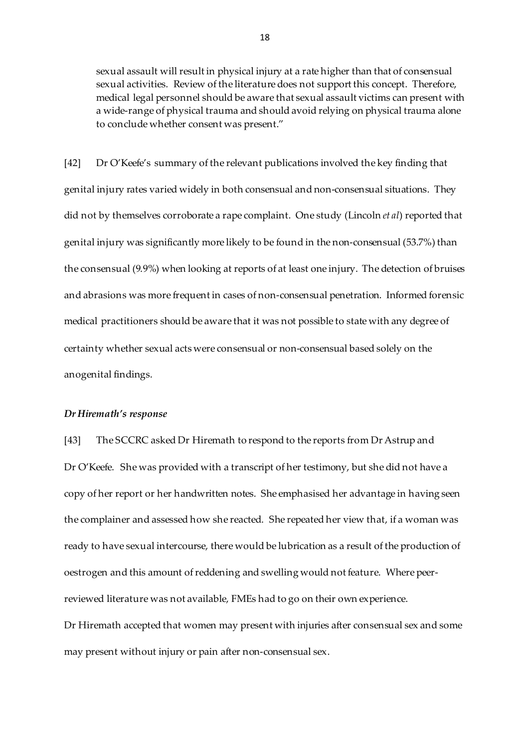> sexual assault will result in physical injury at a rate higher than that of consensual sexual activities. Review of the literature does not support this concept. Therefore, medical legal personnel should be aware that sexual assault victims can present with a wide-range of physical trauma and should avoid relying on physical trauma alone to conclude whether consent was present."

[42] Dr O'Keefe's summary of the relevant publications involved the key finding that genital injury rates varied widely in both consensual and non-consensual situations. They did not by themselves corroborate a rape complaint. One study (Lincoln *et al*) reported that genital injury was significantly more likely to be found in the non-consensual (53.7%) than the consensual (9.9%) when looking at reports of at least one injury. The detection of bruises and abrasions was more frequent in cases of non-consensual penetration. Informed forensic medical practitioners should be aware that it was not possible to state with any degree of certainty whether sexual acts were consensual or non-consensual based solely on the anogenital findings.

### *Dr Hiremath's response*

[43] The SCCRC asked Dr Hiremath to respond to the reports from Dr Astrup and Dr O'Keefe. She was provided with a transcript of her testimony, but she did not have a copy of her report or her handwritten notes. She emphasised her advantage in having seen the complainer and assessed how she reacted. She repeated her view that, if a woman was ready to have sexual intercourse, there would be lubrication as a result of the production of oestrogen and this amount of reddening and swelling would not feature. Where peer-reviewed literature was not available, FMEs had to go on their own experience. Dr Hiremath accepted that women may present with injuries after consensual sex and some may present without injury or pain after non-consensual sex.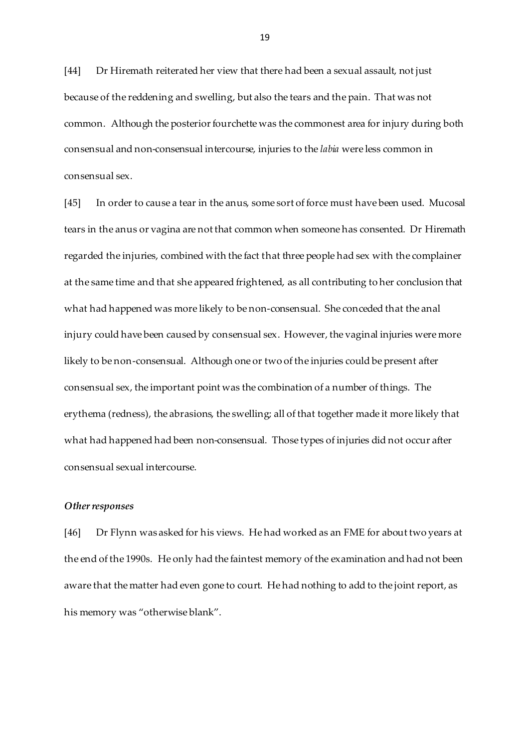[44] Dr Hiremath reiterated her view that there had been a sexual assault, not just because of the reddening and swelling, but also the tears and the pain. That was not common. Although the posterior fourchette was the commonest area for injury during both consensual and non-consensual intercourse, injuries to the *labia* were less common in consensual sex.

[45] In order to cause a tear in the anus, some sort of force must have been used. Mucosal tears in the anus or vagina are not that common when someone has consented. Dr Hiremath regarded the injuries, combined with the fact that three people had sex with the complainer at the same time and that she appeared frightened, as all contributing to her conclusion that what had happened was more likely to be non-consensual. She conceded that the anal injury could have been caused by consensual sex. However, the vaginal injuries were more likely to be non-consensual. Although one or two of the injuries could be present after consensual sex, the important point was the combination of a number of things. The erythema (redness), the abrasions, the swelling; all of that together made it more likely that what had happened had been non-consensual. Those types of injuries did not occur after consensual sexual intercourse.

### *Other responses*

[46] Dr Flynn was asked for his views. He had worked as an FME for about two years at the end of the 1990s. He only had the faintest memory of the examination and had not been aware that the matter had even gone to court. He had nothing to add to the joint report, as his memory was "otherwise blank".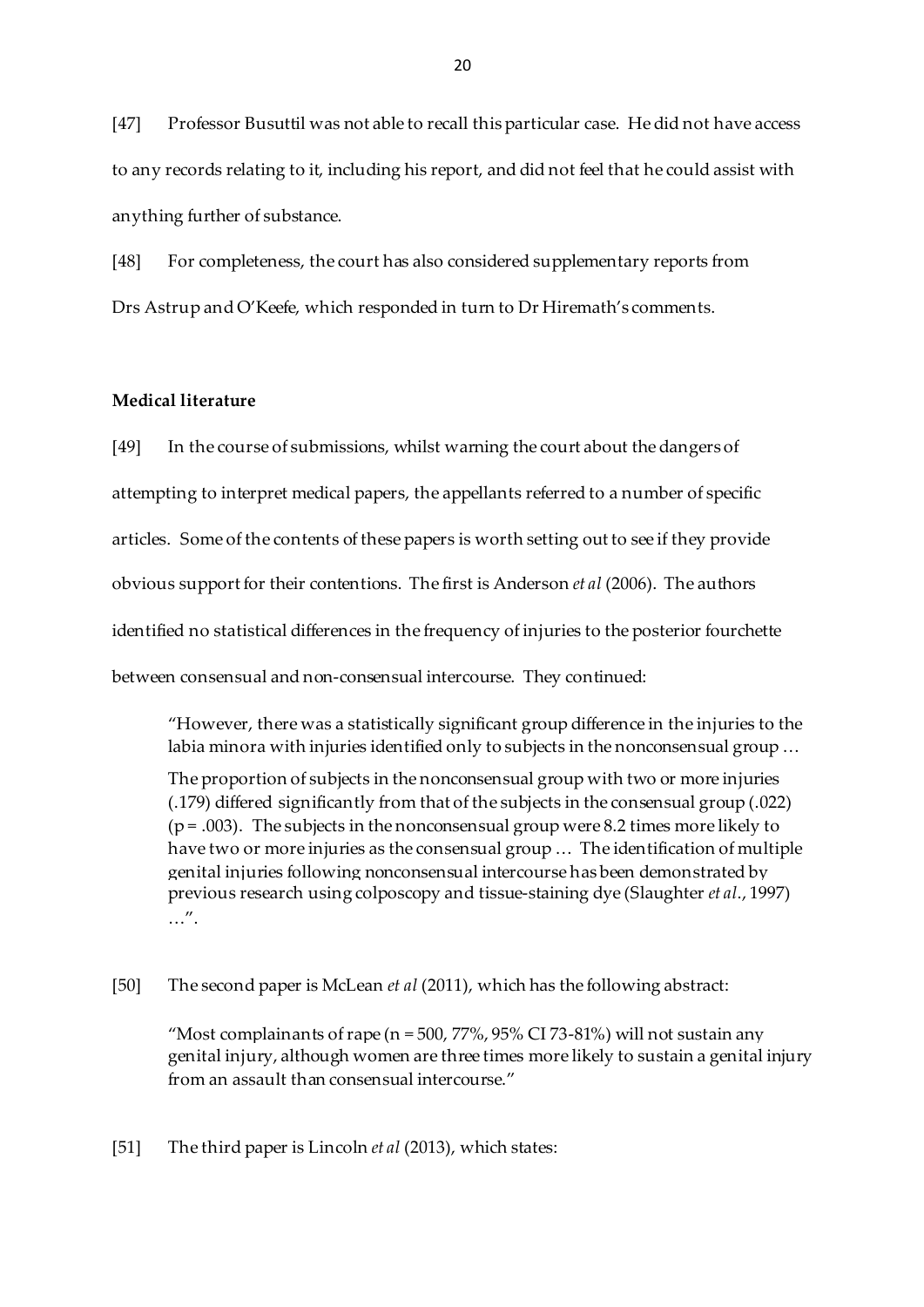[47] Professor Busuttil was not able to recall this particular case. He did not have access to any records relating to it, including his report, and did not feel that he could assist with anything further of substance.

[48] For completeness, the court has also considered supplementary reports from Drs Astrup and O'Keefe, which responded in turn to Dr Hiremath's comments.

**Medical literature**

[49] In the course of submissions, whilst warning the court about the dangers of attempting to interpret medical papers, the appellants referred to a number of specific articles. Some of the contents of these papers is worth setting out to see if they provide obvious support for their contentions. The first is Anderson *et al* (2006). The authors identified no statistical differences in the frequency of injuries to the posterior fourchette between consensual and non-consensual intercourse. They continued:

> "However, there was a statistically significant group difference in the injuries to the labia minora with injuries identified only to subjects in the nonconsensual group …
>
> The proportion of subjects in the nonconsensual group with two or more injuries (.179) differed significantly from that of the subjects in the consensual group (.022) ($p = .003$). The subjects in the nonconsensual group were 8.2 times more likely to have two or more injuries as the consensual group … The identification of multiple genital injuries following nonconsensual intercourse has been demonstrated by previous research using colposcopy and tissue-staining dye (Slaughter *et al.*, 1997) …".

[50] The second paper is McLean *et al* (2011), which has the following abstract:

> "Most complainants of rape ($n = 500$, 77%, 95% CI 73-81%) will not sustain any genital injury, although women are three times more likely to sustain a genital injury from an assault than consensual intercourse."

[51] The third paper is Lincoln *et al* (2013), which states: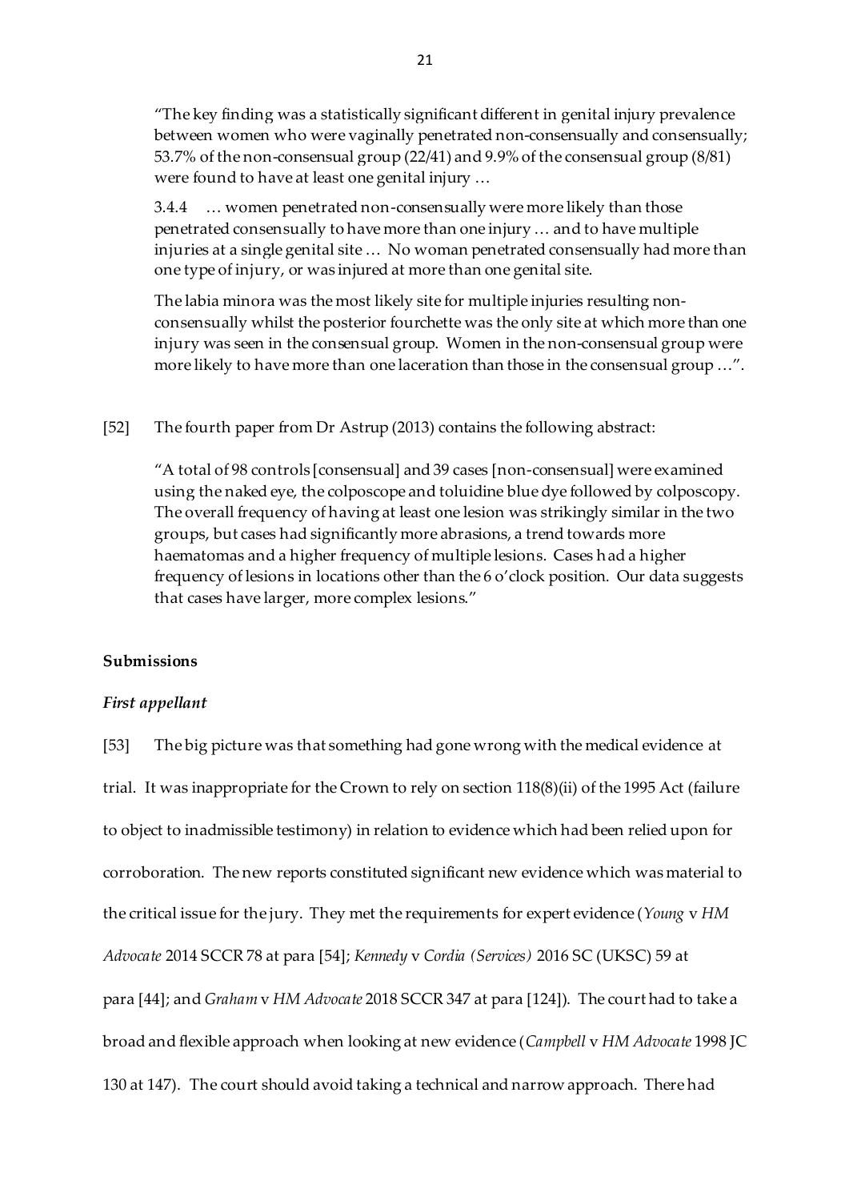"The key finding was a statistically significant different in genital injury prevalence between women who were vaginally penetrated non-consensually and consensually; 53.7% of the non-consensual group (22/41) and 9.9% of the consensual group (8/81) were found to have at least one genital injury …

3.4.4 … women penetrated non-consensually were more likely than those penetrated consensually to have more than one injury … and to have multiple injuries at a single genital site … No woman penetrated consensually had more than one type of injury, or was injured at more than one genital site.

The labia minora was the most likely site for multiple injuries resulting non-consensually whilst the posterior fourchette was the only site at which more than one injury was seen in the consensual group. Women in the non-consensual group were more likely to have more than one laceration than those in the consensual group …".

[52] The fourth paper from Dr Astrup (2013) contains the following abstract:

"A total of 98 controls [consensual] and 39 cases [non-consensual] were examined using the naked eye, the colposcope and toluidine blue dye followed by colposcopy. The overall frequency of having at least one lesion was strikingly similar in the two groups, but cases had significantly more abrasions, a trend towards more haematomas and a higher frequency of multiple lesions. Cases had a higher frequency of lesions in locations other than the 6 o'clock position. Our data suggests that cases have larger, more complex lesions."

**Submissions**

***First appellant***

[53] The big picture was that something had gone wrong with the medical evidence at trial. It was inappropriate for the Crown to rely on section 118(8)(ii) of the 1995 Act (failure to object to inadmissible testimony) in relation to evidence which had been relied upon for corroboration. The new reports constituted significant new evidence which was material to the critical issue for the jury. They met the requirements for expert evidence (*Young* v *HM Advocate* 2014 SCCR 78 at para [54]; *Kennedy* v *Cordia (Services)* 2016 SC (UKSC) 59 at para [44]; and *Graham* v *HM Advocate* 2018 SCCR 347 at para [124]). The court had to take a broad and flexible approach when looking at new evidence (*Campbell* v *HM Advocate* 1998 JC 130 at 147). The court should avoid taking a technical and narrow approach. There had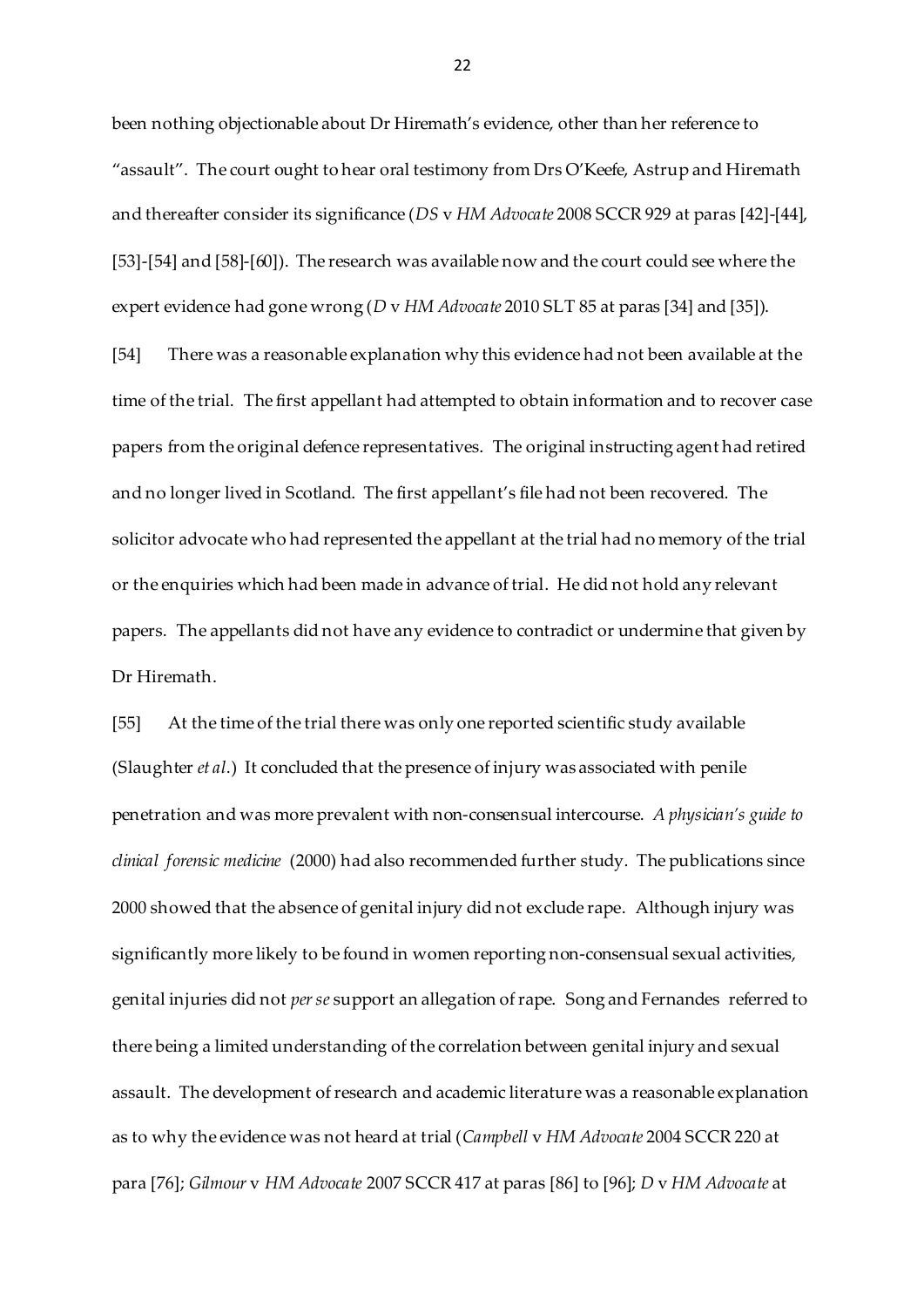been nothing objectionable about Dr Hiremath's evidence, other than her reference to "assault". The court ought to hear oral testimony from Drs O'Keefe, Astrup and Hiremath and thereafter consider its significance (*DS* v *HM Advocate* 2008 SCCR 929 at paras [42]-[44], [53]-[54] and [58]-[60]). The research was available now and the court could see where the expert evidence had gone wrong (*D* v *HM Advocate* 2010 SLT 85 at paras [34] and [35]).

[54] There was a reasonable explanation why this evidence had not been available at the time of the trial. The first appellant had attempted to obtain information and to recover case papers from the original defence representatives. The original instructing agent had retired and no longer lived in Scotland. The first appellant's file had not been recovered. The solicitor advocate who had represented the appellant at the trial had no memory of the trial or the enquiries which had been made in advance of trial. He did not hold any relevant papers. The appellants did not have any evidence to contradict or undermine that given by Dr Hiremath.

[55] At the time of the trial there was only one reported scientific study available (Slaughter *et al*.) It concluded that the presence of injury was associated with penile penetration and was more prevalent with non-consensual intercourse. *A physician's guide to clinical forensic medicine* (2000) had also recommended further study. The publications since 2000 showed that the absence of genital injury did not exclude rape. Although injury was significantly more likely to be found in women reporting non-consensual sexual activities, genital injuries did not *per se* support an allegation of rape. Song and Fernandes referred to there being a limited understanding of the correlation between genital injury and sexual assault. The development of research and academic literature was a reasonable explanation as to why the evidence was not heard at trial (*Campbell* v *HM Advocate* 2004 SCCR 220 at para [76]; *Gilmour* v *HM Advocate* 2007 SCCR 417 at paras [86] to [96]; *D* v *HM Advocate* at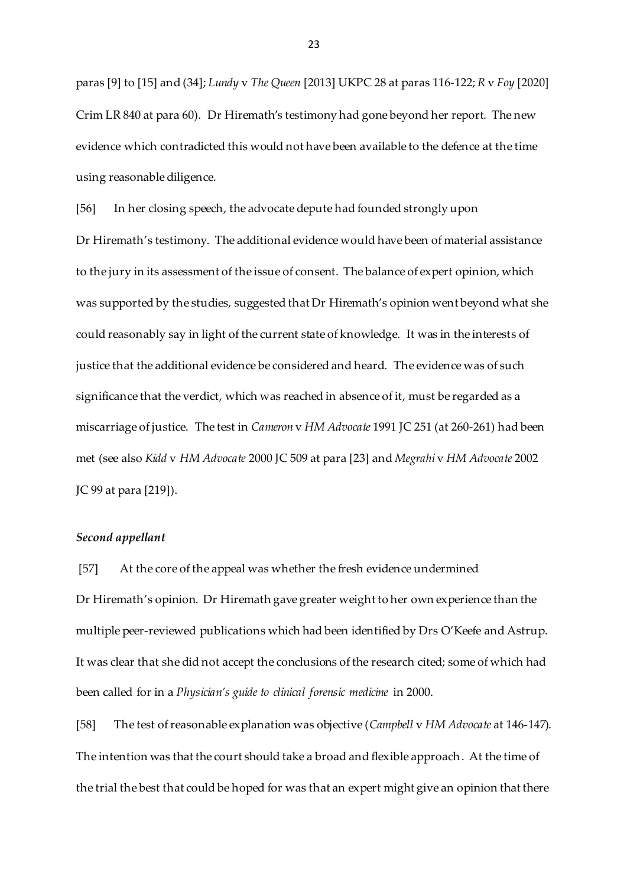paras [9] to [15] and (34]; *Lundy* v *The Queen* [2013] UKPC 28 at paras 116-122; *R* v *Foy* [2020] Crim LR 840 at para 60). Dr Hiremath's testimony had gone beyond her report. The new evidence which contradicted this would not have been available to the defence at the time using reasonable diligence.

[56] In her closing speech, the advocate depute had founded strongly upon Dr Hiremath's testimony. The additional evidence would have been of material assistance to the jury in its assessment of the issue of consent. The balance of expert opinion, which was supported by the studies, suggested that Dr Hiremath's opinion went beyond what she could reasonably say in light of the current state of knowledge. It was in the interests of justice that the additional evidence be considered and heard. The evidence was of such significance that the verdict, which was reached in absence of it, must be regarded as a miscarriage of justice. The test in *Cameron* v *HM Advocate* 1991 JC 251 (at 260-261) had been met (see also *Kidd* v *HM Advocate* 2000 JC 509 at para [23] and *Megrahi* v *HM Advocate* 2002 JC 99 at para [219]).

### *Second appellant*

[57] At the core of the appeal was whether the fresh evidence undermined Dr Hiremath's opinion. Dr Hiremath gave greater weight to her own experience than the multiple peer-reviewed publications which had been identified by Drs O'Keefe and Astrup. It was clear that she did not accept the conclusions of the research cited; some of which had been called for in a *Physician's guide to clinical forensic medicine* in 2000.

[58] The test of reasonable explanation was objective (*Campbell* v *HM Advocate* at 146-147). The intention was that the court should take a broad and flexible approach. At the time of the trial the best that could be hoped for was that an expert might give an opinion that there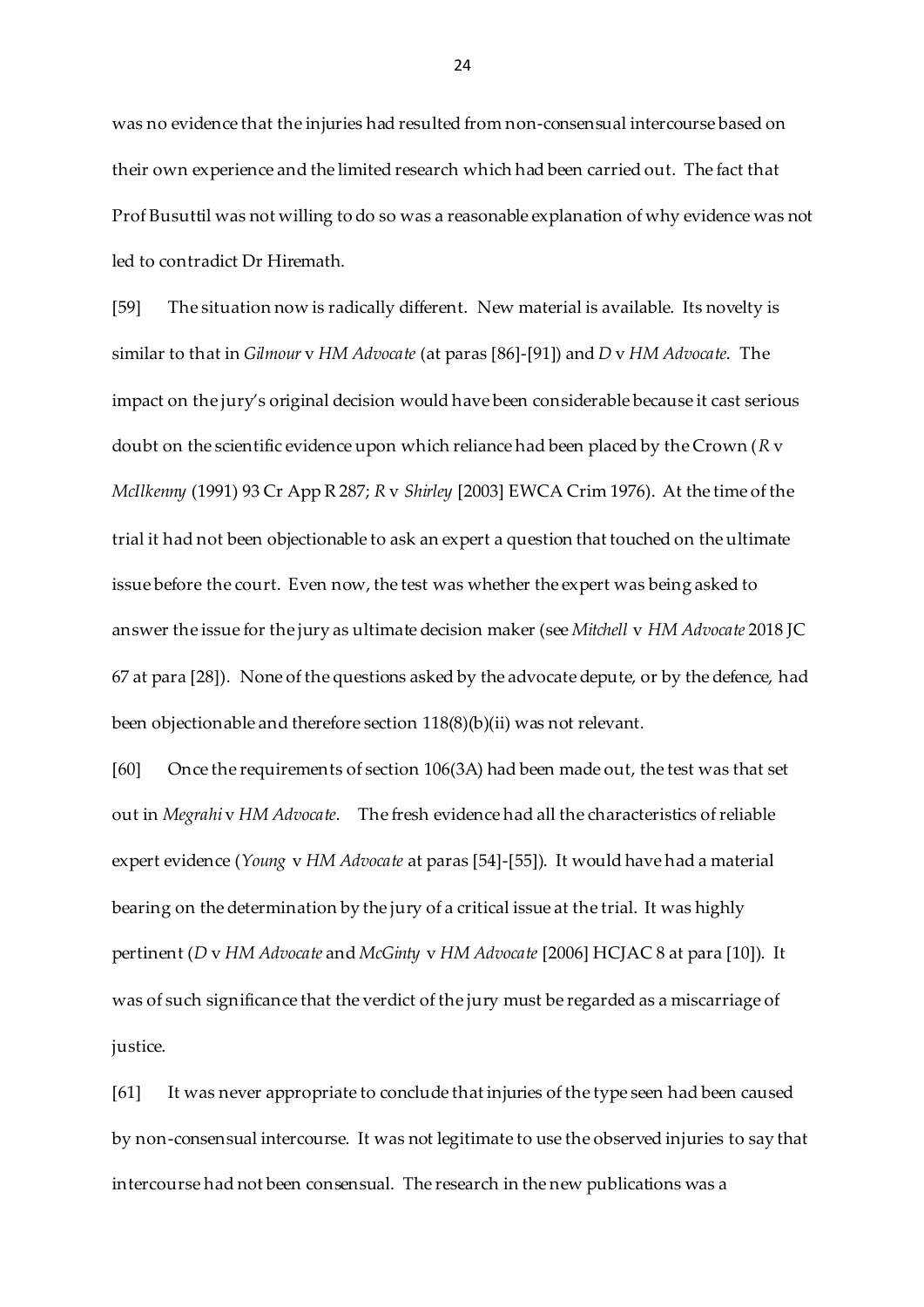was no evidence that the injuries had resulted from non-consensual intercourse based on their own experience and the limited research which had been carried out. The fact that Prof Busuttil was not willing to do so was a reasonable explanation of why evidence was not led to contradict Dr Hiremath.

[59] The situation now is radically different. New material is available. Its novelty is similar to that in *Gilmour* v *HM Advocate* (at paras [86]-[91]) and *D* v *HM Advocate*. The impact on the jury's original decision would have been considerable because it cast serious doubt on the scientific evidence upon which reliance had been placed by the Crown (*R* v *McIlkenny* (1991) 93 Cr App R 287; *R* v *Shirley* [2003] EWCA Crim 1976). At the time of the trial it had not been objectionable to ask an expert a question that touched on the ultimate issue before the court. Even now, the test was whether the expert was being asked to answer the issue for the jury as ultimate decision maker (see *Mitchell* v *HM Advocate* 2018 JC 67 at para [28]). None of the questions asked by the advocate depute, or by the defence, had been objectionable and therefore section 118(8)(b)(ii) was not relevant.

[60] Once the requirements of section 106(3A) had been made out, the test was that set out in *Megrahi* v *HM Advocate*. The fresh evidence had all the characteristics of reliable expert evidence (*Young* v *HM Advocate* at paras [54]-[55]). It would have had a material bearing on the determination by the jury of a critical issue at the trial. It was highly pertinent (*D* v *HM Advocate* and *McGinty* v *HM Advocate* [2006] HCJAC 8 at para [10]). It was of such significance that the verdict of the jury must be regarded as a miscarriage of justice.

[61] It was never appropriate to conclude that injuries of the type seen had been caused by non-consensual intercourse. It was not legitimate to use the observed injuries to say that intercourse had not been consensual. The research in the new publications was a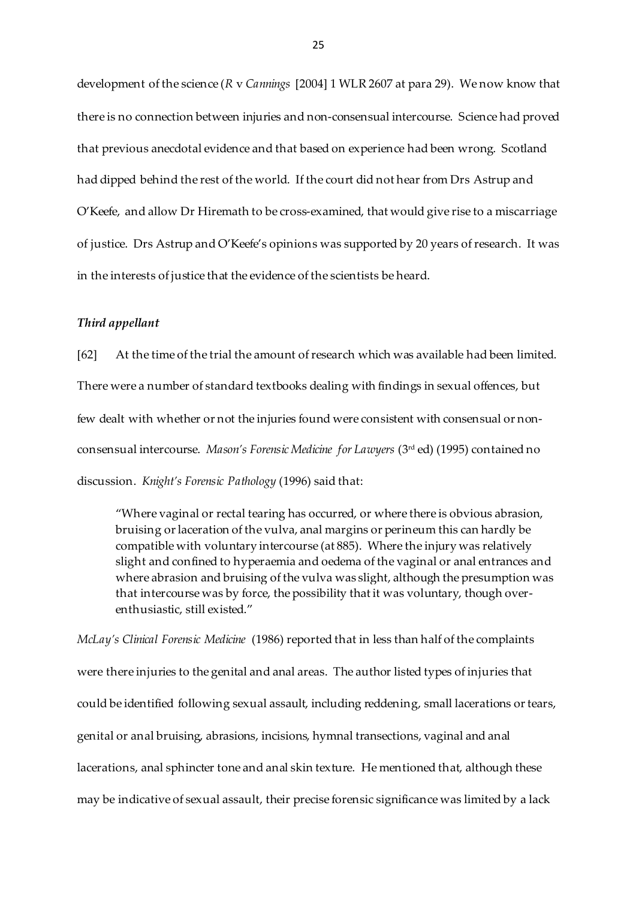development of the science (*R* v *Cannings* [2004] 1 WLR 2607 at para 29). We now know that there is no connection between injuries and non-consensual intercourse. Science had proved that previous anecdotal evidence and that based on experience had been wrong. Scotland had dipped behind the rest of the world. If the court did not hear from Drs Astrup and O'Keefe, and allow Dr Hiremath to be cross-examined, that would give rise to a miscarriage of justice. Drs Astrup and O'Keefe's opinions was supported by 20 years of research. It was in the interests of justice that the evidence of the scientists be heard.

### *Third appellant*

[62] At the time of the trial the amount of research which was available had been limited. There were a number of standard textbooks dealing with findings in sexual offences, but few dealt with whether or not the injuries found were consistent with consensual or non-consensual intercourse. *Mason's Forensic Medicine for Lawyers* (3rd ed) (1995) contained no discussion. *Knight's Forensic Pathology* (1996) said that:

> "Where vaginal or rectal tearing has occurred, or where there is obvious abrasion, bruising or laceration of the vulva, anal margins or perineum this can hardly be compatible with voluntary intercourse (at 885). Where the injury was relatively slight and confined to hyperaemia and oedema of the vaginal or anal entrances and where abrasion and bruising of the vulva was slight, although the presumption was that intercourse was by force, the possibility that it was voluntary, though over-enthusiastic, still existed."

*McLay's Clinical Forensic Medicine* (1986) reported that in less than half of the complaints were there injuries to the genital and anal areas. The author listed types of injuries that could be identified following sexual assault, including reddening, small lacerations or tears, genital or anal bruising, abrasions, incisions, hymnal transections, vaginal and anal lacerations, anal sphincter tone and anal skin texture. He mentioned that, although these may be indicative of sexual assault, their precise forensic significance was limited by a lack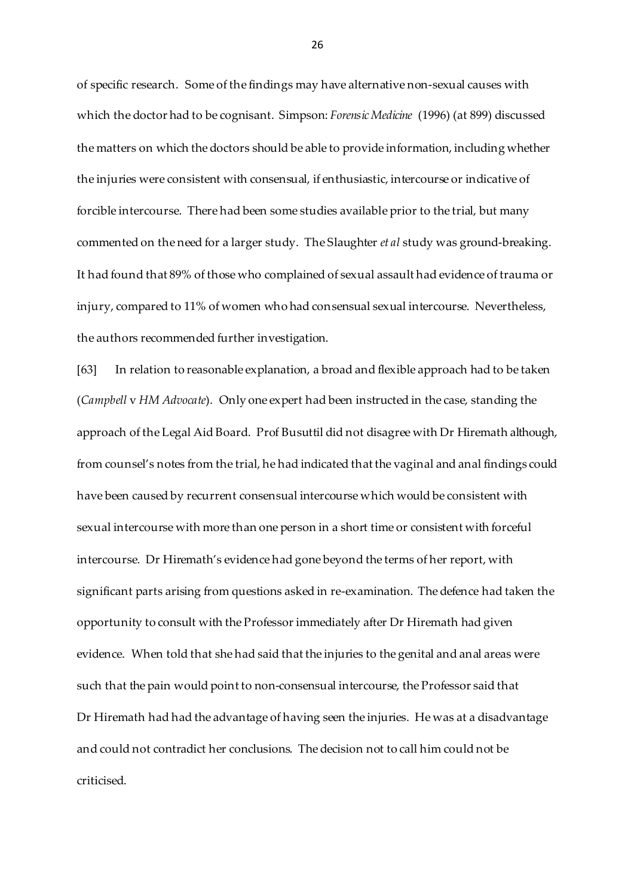of specific research. Some of the findings may have alternative non-sexual causes with which the doctor had to be cognisant. Simpson: *Forensic Medicine* (1996) (at 899) discussed the matters on which the doctors should be able to provide information, including whether the injuries were consistent with consensual, if enthusiastic, intercourse or indicative of forcible intercourse. There had been some studies available prior to the trial, but many commented on the need for a larger study. The Slaughter *et al* study was ground-breaking. It had found that 89% of those who complained of sexual assault had evidence of trauma or injury, compared to 11% of women who had consensual sexual intercourse. Nevertheless, the authors recommended further investigation.

[63] In relation to reasonable explanation, a broad and flexible approach had to be taken (*Campbell* v *HM Advocate*). Only one expert had been instructed in the case, standing the approach of the Legal Aid Board. Prof Busuttil did not disagree with Dr Hiremath although, from counsel's notes from the trial, he had indicated that the vaginal and anal findings could have been caused by recurrent consensual intercourse which would be consistent with sexual intercourse with more than one person in a short time or consistent with forceful intercourse. Dr Hiremath's evidence had gone beyond the terms of her report, with significant parts arising from questions asked in re-examination. The defence had taken the opportunity to consult with the Professor immediately after Dr Hiremath had given evidence. When told that she had said that the injuries to the genital and anal areas were such that the pain would point to non-consensual intercourse, the Professor said that Dr Hiremath had had the advantage of having seen the injuries. He was at a disadvantage and could not contradict her conclusions. The decision not to call him could not be criticised.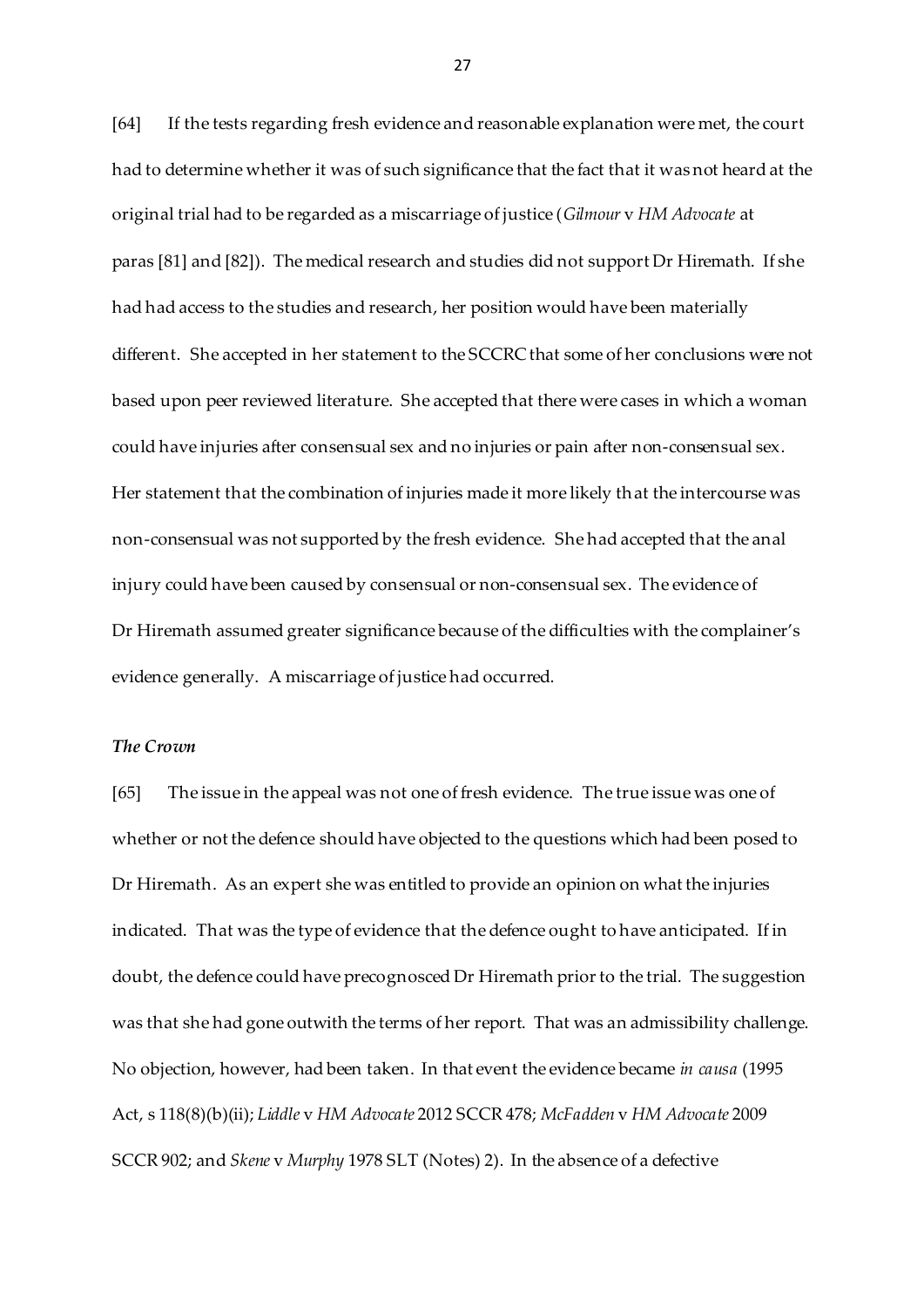[64] If the tests regarding fresh evidence and reasonable explanation were met, the court had to determine whether it was of such significance that the fact that it was not heard at the original trial had to be regarded as a miscarriage of justice (*Gilmour* v *HM Advocate* at paras [81] and [82]). The medical research and studies did not support Dr Hiremath. If she had had access to the studies and research, her position would have been materially different. She accepted in her statement to the SCCRC that some of her conclusions were not based upon peer reviewed literature. She accepted that there were cases in which a woman could have injuries after consensual sex and no injuries or pain after non-consensual sex. Her statement that the combination of injuries made it more likely that the intercourse was non-consensual was not supported by the fresh evidence. She had accepted that the anal injury could have been caused by consensual or non-consensual sex. The evidence of Dr Hiremath assumed greater significance because of the difficulties with the complainer's evidence generally. A miscarriage of justice had occurred.

### *The Crown*

[65] The issue in the appeal was not one of fresh evidence. The true issue was one of whether or not the defence should have objected to the questions which had been posed to Dr Hiremath. As an expert she was entitled to provide an opinion on what the injuries indicated. That was the type of evidence that the defence ought to have anticipated. If in doubt, the defence could have precognosced Dr Hiremath prior to the trial. The suggestion was that she had gone outwith the terms of her report. That was an admissibility challenge. No objection, however, had been taken. In that event the evidence became *in causa* (1995 Act, s 118(8)(b)(ii); *Liddle* v *HM Advocate* 2012 SCCR 478; *McFadden* v *HM Advocate* 2009 SCCR 902; and *Skene* v *Murphy* 1978 SLT (Notes) 2). In the absence of a defective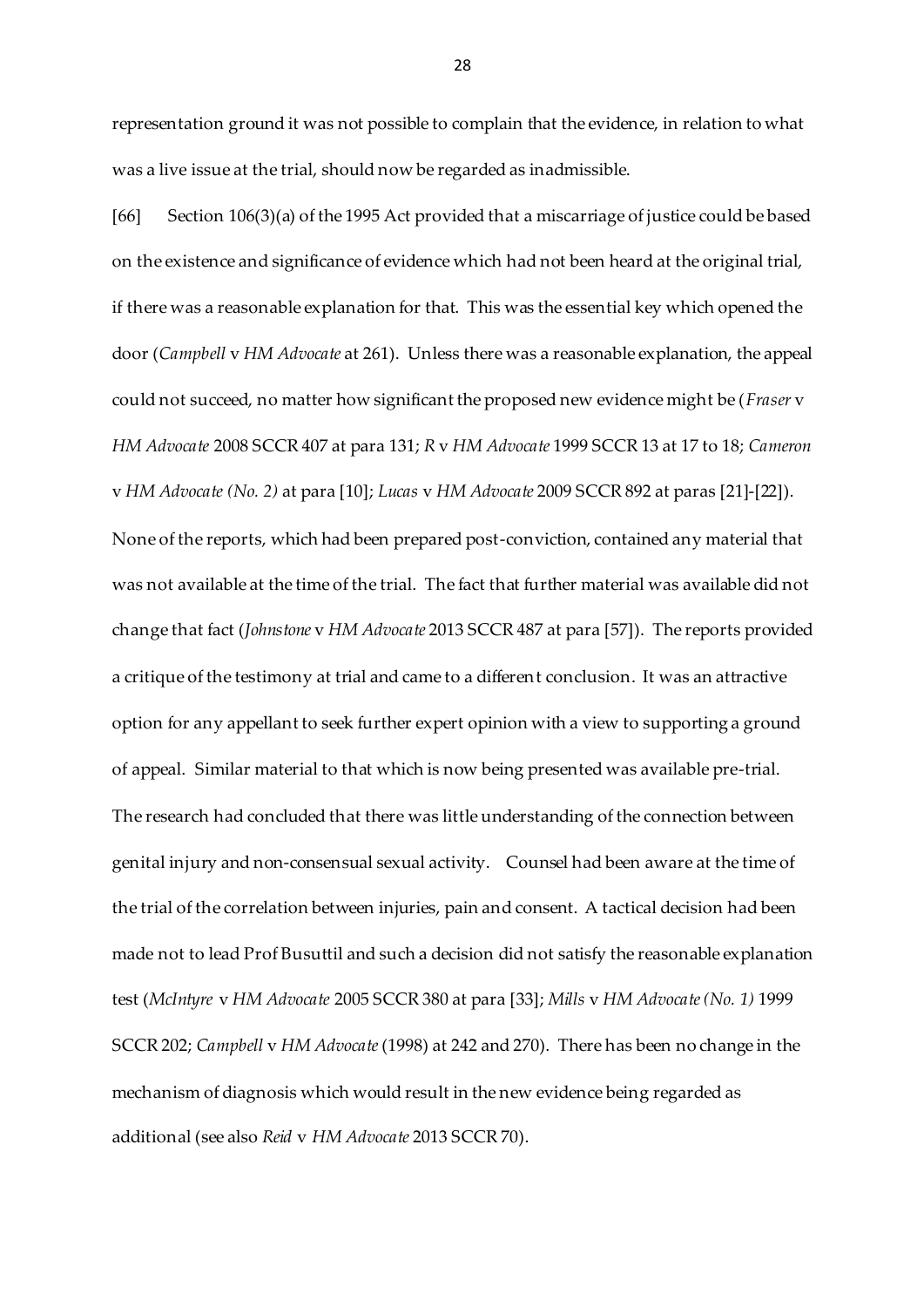representation ground it was not possible to complain that the evidence, in relation to what was a live issue at the trial, should now be regarded as inadmissible.

[66] Section 106(3)(a) of the 1995 Act provided that a miscarriage of justice could be based on the existence and significance of evidence which had not been heard at the original trial, if there was a reasonable explanation for that. This was the essential key which opened the door (*Campbell* v *HM Advocate* at 261). Unless there was a reasonable explanation, the appeal could not succeed, no matter how significant the proposed new evidence might be (*Fraser* v *HM Advocate* 2008 SCCR 407 at para 131; *R* v *HM Advocate* 1999 SCCR 13 at 17 to 18; *Cameron* v *HM Advocate (No. 2)* at para [10]; *Lucas* v *HM Advocate* 2009 SCCR 892 at paras [21]-[22]). None of the reports, which had been prepared post-conviction, contained any material that was not available at the time of the trial. The fact that further material was available did not change that fact (*Johnstone* v *HM Advocate* 2013 SCCR 487 at para [57]). The reports provided a critique of the testimony at trial and came to a different conclusion. It was an attractive option for any appellant to seek further expert opinion with a view to supporting a ground of appeal. Similar material to that which is now being presented was available pre-trial. The research had concluded that there was little understanding of the connection between genital injury and non-consensual sexual activity. Counsel had been aware at the time of the trial of the correlation between injuries, pain and consent. A tactical decision had been made not to lead Prof Busuttil and such a decision did not satisfy the reasonable explanation test (*McIntyre* v *HM Advocate* 2005 SCCR 380 at para [33]; *Mills* v *HM Advocate (No. 1)* 1999 SCCR 202; *Campbell* v *HM Advocate* (1998) at 242 and 270). There has been no change in the mechanism of diagnosis which would result in the new evidence being regarded as additional (see also *Reid* v *HM Advocate* 2013 SCCR 70).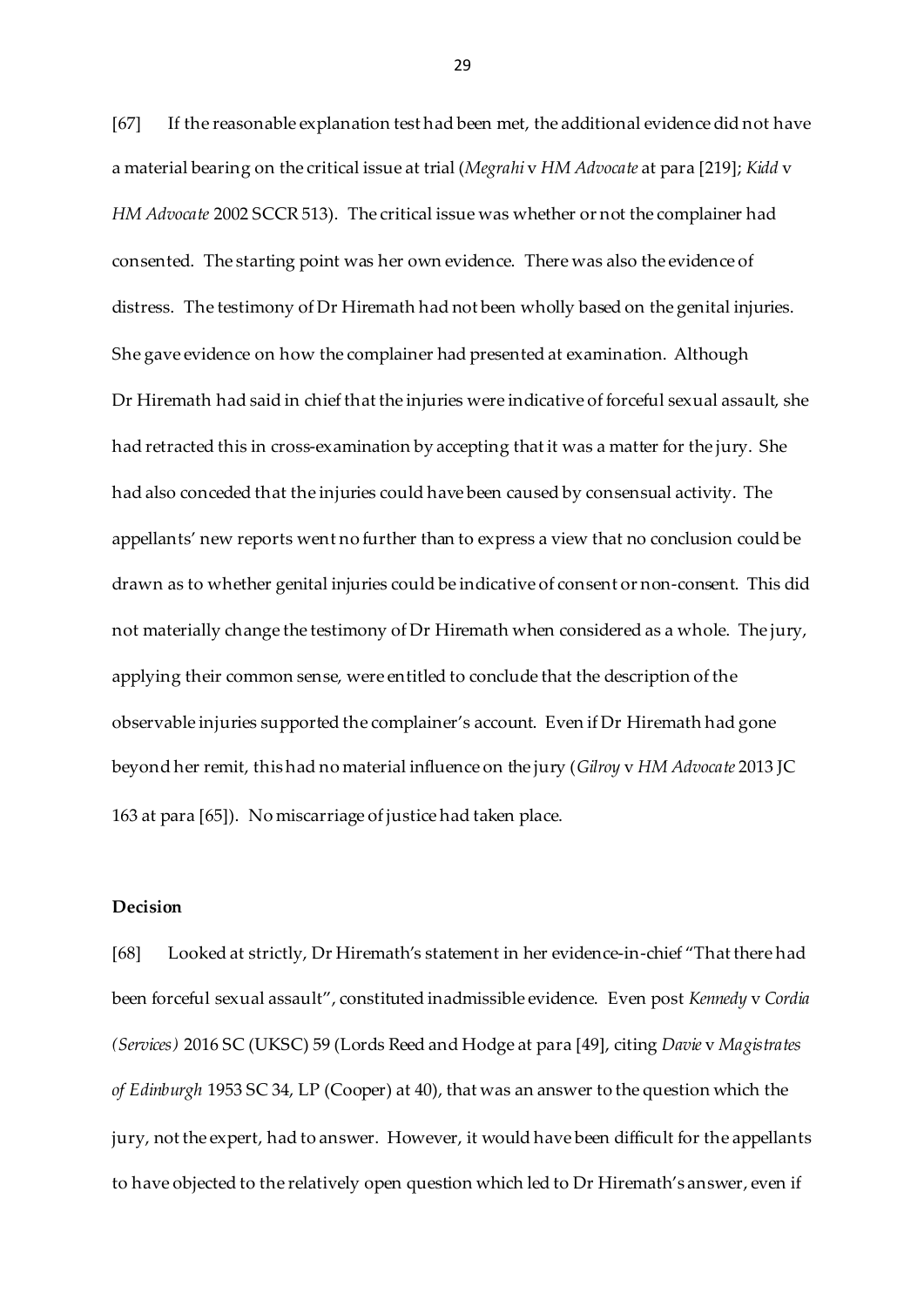[67] If the reasonable explanation test had been met, the additional evidence did not have a material bearing on the critical issue at trial (*Megrahi* v *HM Advocate* at para [219]; *Kidd* v *HM Advocate* 2002 SCCR 513). The critical issue was whether or not the complainer had consented. The starting point was her own evidence. There was also the evidence of distress. The testimony of Dr Hiremath had not been wholly based on the genital injuries. She gave evidence on how the complainer had presented at examination. Although Dr Hiremath had said in chief that the injuries were indicative of forceful sexual assault, she had retracted this in cross-examination by accepting that it was a matter for the jury. She had also conceded that the injuries could have been caused by consensual activity. The appellants' new reports went no further than to express a view that no conclusion could be drawn as to whether genital injuries could be indicative of consent or non-consent. This did not materially change the testimony of Dr Hiremath when considered as a whole. The jury, applying their common sense, were entitled to conclude that the description of the observable injuries supported the complainer's account. Even if Dr Hiremath had gone beyond her remit, this had no material influence on the jury (*Gilroy* v *HM Advocate* 2013 JC 163 at para [65]). No miscarriage of justice had taken place.

**Decision**

[68] Looked at strictly, Dr Hiremath's statement in her evidence-in-chief "That there had been forceful sexual assault", constituted inadmissible evidence. Even post *Kennedy* v *Cordia (Services)* 2016 SC (UKSC) 59 (Lords Reed and Hodge at para [49], citing *Davie* v *Magistrates of Edinburgh* 1953 SC 34, LP (Cooper) at 40), that was an answer to the question which the jury, not the expert, had to answer. However, it would have been difficult for the appellants to have objected to the relatively open question which led to Dr Hiremath's answer, even if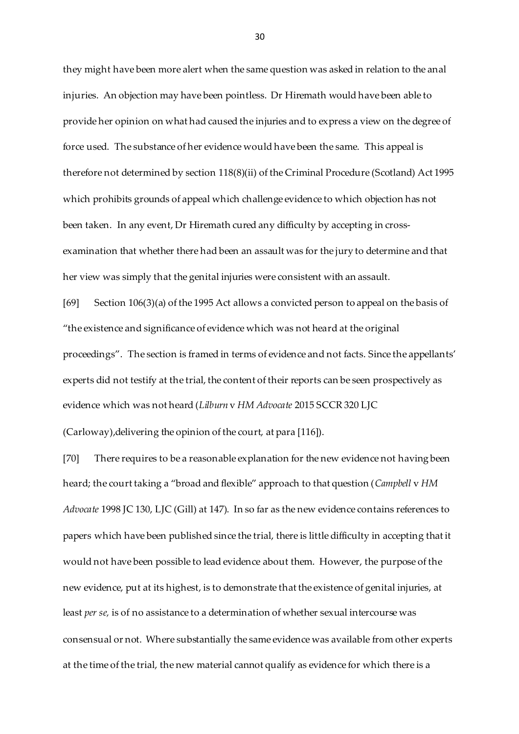they might have been more alert when the same question was asked in relation to the anal injuries. An objection may have been pointless. Dr Hiremath would have been able to provide her opinion on what had caused the injuries and to express a view on the degree of force used. The substance of her evidence would have been the same. This appeal is therefore not determined by section 118(8)(ii) of the Criminal Procedure (Scotland) Act 1995 which prohibits grounds of appeal which challenge evidence to which objection has not been taken. In any event, Dr Hiremath cured any difficulty by accepting in cross-examination that whether there had been an assault was for the jury to determine and that her view was simply that the genital injuries were consistent with an assault.

[69] Section 106(3)(a) of the 1995 Act allows a convicted person to appeal on the basis of "the existence and significance of evidence which was not heard at the original proceedings". The section is framed in terms of evidence and not facts. Since the appellants' experts did not testify at the trial, the content of their reports can be seen prospectively as evidence which was not heard (*Lilburn* v *HM Advocate* 2015 SCCR 320 LJC (Carloway),delivering the opinion of the court, at para [116]).

[70] There requires to be a reasonable explanation for the new evidence not having been heard; the court taking a "broad and flexible" approach to that question (*Campbell* v *HM Advocate* 1998 JC 130, LJC (Gill) at 147). In so far as the new evidence contains references to papers which have been published since the trial, there is little difficulty in accepting that it would not have been possible to lead evidence about them. However, the purpose of the new evidence, put at its highest, is to demonstrate that the existence of genital injuries, at least *per se,* is of no assistance to a determination of whether sexual intercourse was consensual or not. Where substantially the same evidence was available from other experts at the time of the trial, the new material cannot qualify as evidence for which there is a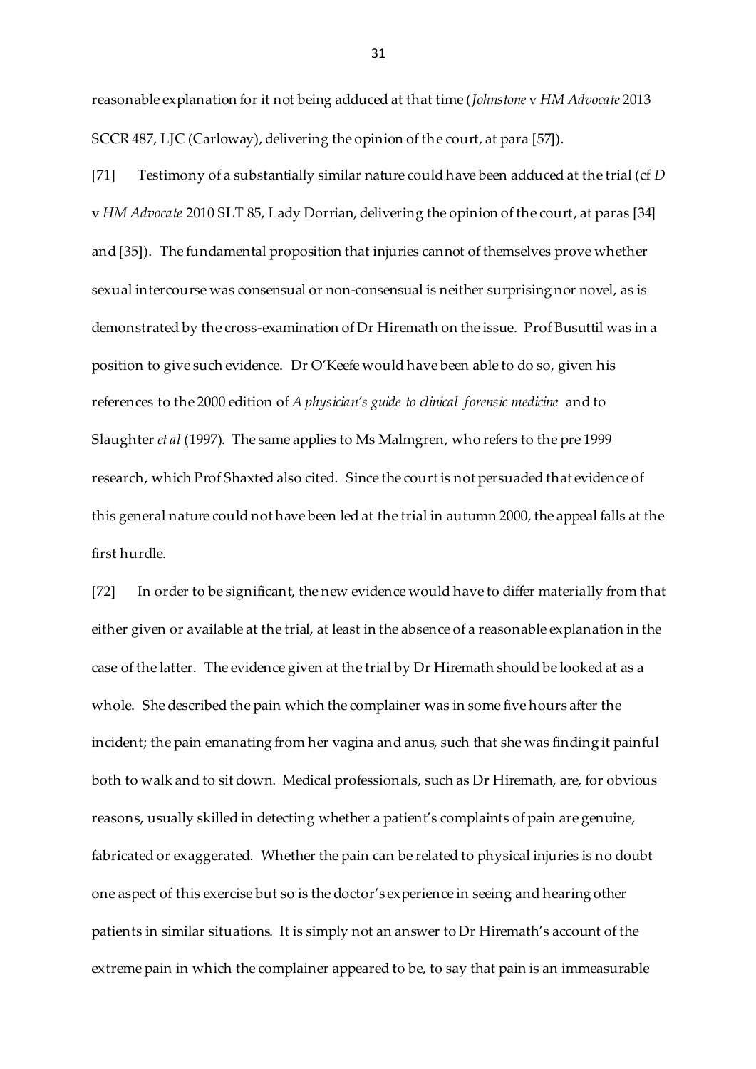reasonable explanation for it not being adduced at that time (*Johnstone* v *HM Advocate* 2013 SCCR 487, LJC (Carloway), delivering the opinion of the court, at para [57]).

[71] Testimony of a substantially similar nature could have been adduced at the trial (cf *D* v *HM Advocate* 2010 SLT 85, Lady Dorrian, delivering the opinion of the court, at paras [34] and [35]). The fundamental proposition that injuries cannot of themselves prove whether sexual intercourse was consensual or non-consensual is neither surprising nor novel, as is demonstrated by the cross-examination of Dr Hiremath on the issue. Prof Busuttil was in a position to give such evidence. Dr O'Keefe would have been able to do so, given his references to the 2000 edition of *A physician's guide to clinical forensic medicine* and to Slaughter *et al* (1997). The same applies to Ms Malmgren, who refers to the pre 1999 research, which Prof Shaxted also cited. Since the court is not persuaded that evidence of this general nature could not have been led at the trial in autumn 2000, the appeal falls at the first hurdle.

[72] In order to be significant, the new evidence would have to differ materially from that either given or available at the trial, at least in the absence of a reasonable explanation in the case of the latter. The evidence given at the trial by Dr Hiremath should be looked at as a whole. She described the pain which the complainer was in some five hours after the incident; the pain emanating from her vagina and anus, such that she was finding it painful both to walk and to sit down. Medical professionals, such as Dr Hiremath, are, for obvious reasons, usually skilled in detecting whether a patient's complaints of pain are genuine, fabricated or exaggerated. Whether the pain can be related to physical injuries is no doubt one aspect of this exercise but so is the doctor's experience in seeing and hearing other patients in similar situations. It is simply not an answer to Dr Hiremath's account of the extreme pain in which the complainer appeared to be, to say that pain is an immeasurable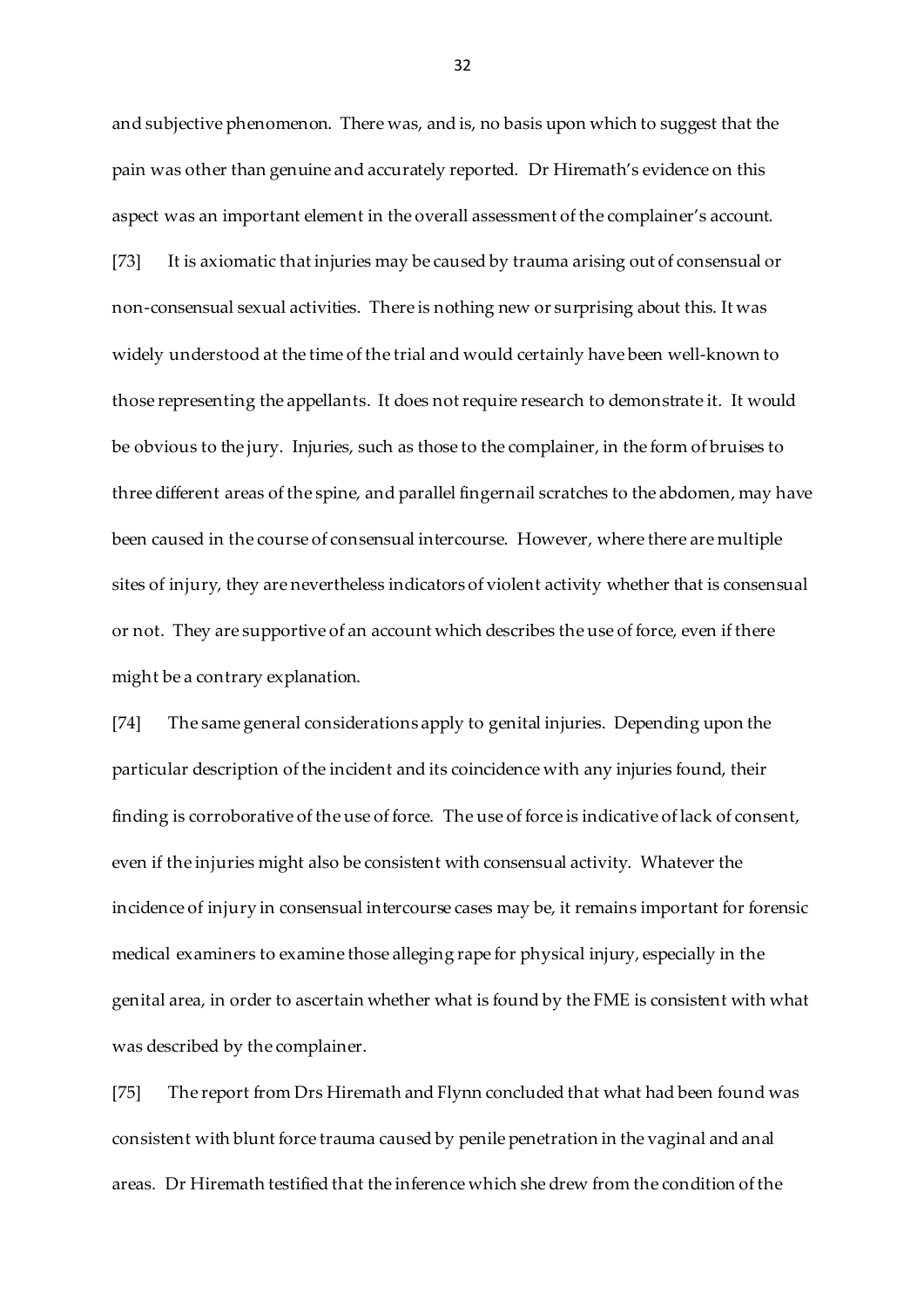and subjective phenomenon. There was, and is, no basis upon which to suggest that the pain was other than genuine and accurately reported. Dr Hiremath's evidence on this aspect was an important element in the overall assessment of the complainer's account.

[73] It is axiomatic that injuries may be caused by trauma arising out of consensual or non-consensual sexual activities. There is nothing new or surprising about this. It was widely understood at the time of the trial and would certainly have been well-known to those representing the appellants. It does not require research to demonstrate it. It would be obvious to the jury. Injuries, such as those to the complainer, in the form of bruises to three different areas of the spine, and parallel fingernail scratches to the abdomen, may have been caused in the course of consensual intercourse. However, where there are multiple sites of injury, they are nevertheless indicators of violent activity whether that is consensual or not. They are supportive of an account which describes the use of force, even if there might be a contrary explanation.

[74] The same general considerations apply to genital injuries. Depending upon the particular description of the incident and its coincidence with any injuries found, their finding is corroborative of the use of force. The use of force is indicative of lack of consent, even if the injuries might also be consistent with consensual activity. Whatever the incidence of injury in consensual intercourse cases may be, it remains important for forensic medical examiners to examine those alleging rape for physical injury, especially in the genital area, in order to ascertain whether what is found by the FME is consistent with what was described by the complainer.

[75] The report from Drs Hiremath and Flynn concluded that what had been found was consistent with blunt force trauma caused by penile penetration in the vaginal and anal areas. Dr Hiremath testified that the inference which she drew from the condition of the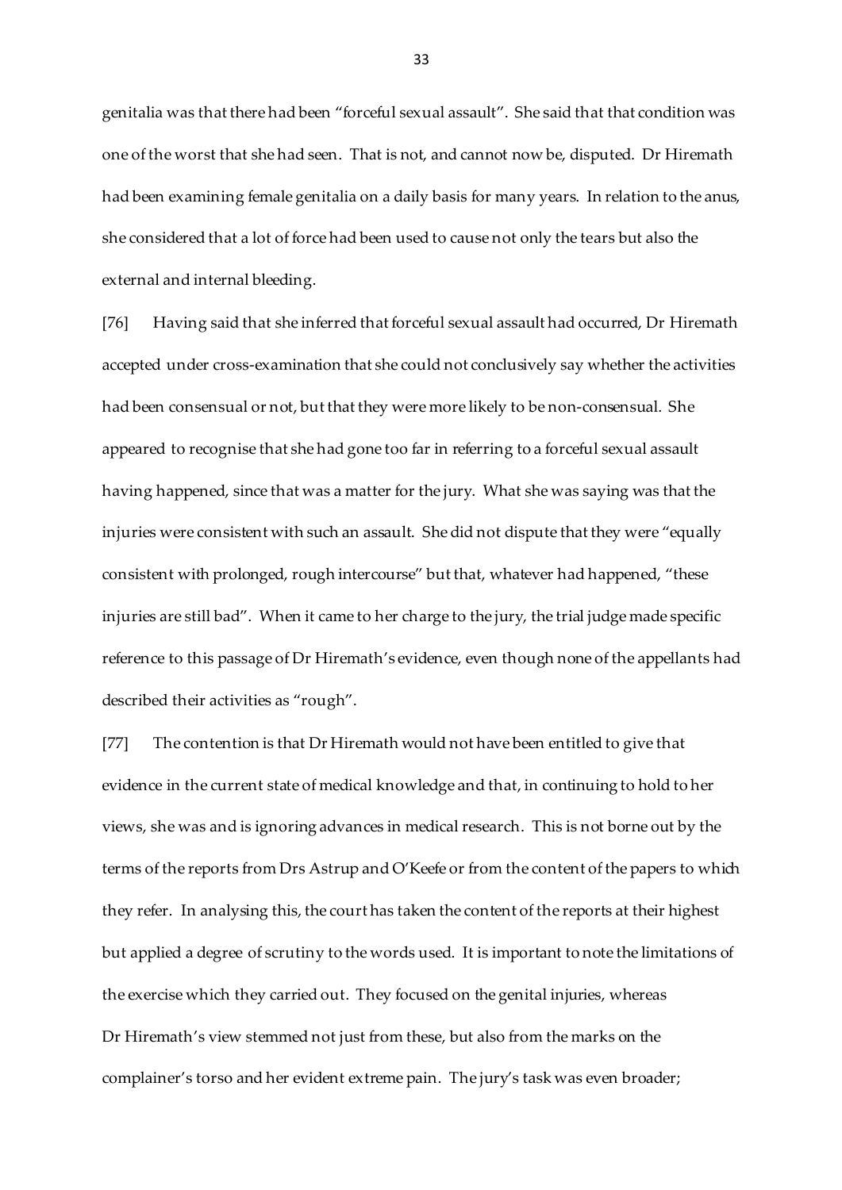genitalia was that there had been "forceful sexual assault". She said that that condition was one of the worst that she had seen. That is not, and cannot now be, disputed. Dr Hiremath had been examining female genitalia on a daily basis for many years. In relation to the anus, she considered that a lot of force had been used to cause not only the tears but also the external and internal bleeding.

[76] Having said that she inferred that forceful sexual assault had occurred, Dr Hiremath accepted under cross-examination that she could not conclusively say whether the activities had been consensual or not, but that they were more likely to be non-consensual. She appeared to recognise that she had gone too far in referring to a forceful sexual assault having happened, since that was a matter for the jury. What she was saying was that the injuries were consistent with such an assault. She did not dispute that they were "equally consistent with prolonged, rough intercourse" but that, whatever had happened, "these injuries are still bad". When it came to her charge to the jury, the trial judge made specific reference to this passage of Dr Hiremath's evidence, even though none of the appellants had described their activities as "rough".

[77] The contention is that Dr Hiremath would not have been entitled to give that evidence in the current state of medical knowledge and that, in continuing to hold to her views, she was and is ignoring advances in medical research. This is not borne out by the terms of the reports from Drs Astrup and O'Keefe or from the content of the papers to which they refer. In analysing this, the court has taken the content of the reports at their highest but applied a degree of scrutiny to the words used. It is important to note the limitations of the exercise which they carried out. They focused on the genital injuries, whereas Dr Hiremath's view stemmed not just from these, but also from the marks on the complainer's torso and her evident extreme pain. The jury's task was even broader;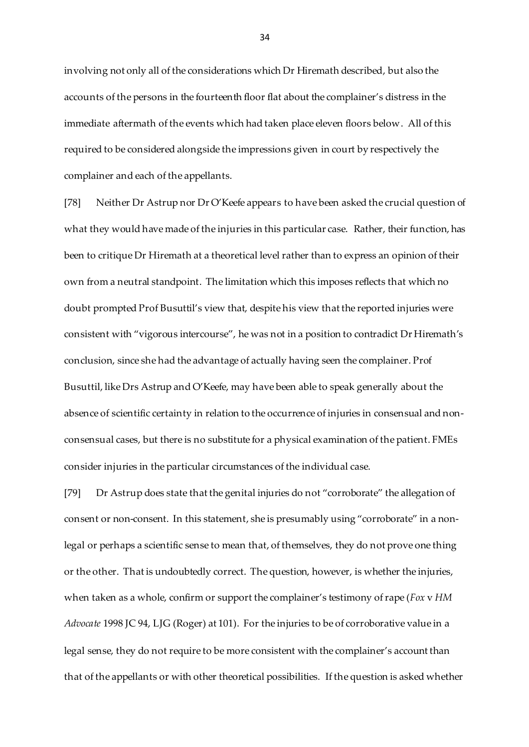involving not only all of the considerations which Dr Hiremath described, but also the accounts of the persons in the fourteenth floor flat about the complainer's distress in the immediate aftermath of the events which had taken place eleven floors below. All of this required to be considered alongside the impressions given in court by respectively the complainer and each of the appellants.

[78] Neither Dr Astrup nor Dr O'Keefe appears to have been asked the crucial question of what they would have made of the injuries in this particular case. Rather, their function, has been to critique Dr Hiremath at a theoretical level rather than to express an opinion of their own from a neutral standpoint. The limitation which this imposes reflects that which no doubt prompted Prof Busuttil's view that, despite his view that the reported injuries were consistent with "vigorous intercourse", he was not in a position to contradict Dr Hiremath's conclusion, since she had the advantage of actually having seen the complainer. Prof Busuttil, like Drs Astrup and O'Keefe, may have been able to speak generally about the absence of scientific certainty in relation to the occurrence of injuries in consensual and non-consensual cases, but there is no substitute for a physical examination of the patient. FMEs consider injuries in the particular circumstances of the individual case.

[79] Dr Astrup does state that the genital injuries do not "corroborate" the allegation of consent or non-consent. In this statement, she is presumably using "corroborate" in a non-legal or perhaps a scientific sense to mean that, of themselves, they do not prove one thing or the other. That is undoubtedly correct. The question, however, is whether the injuries, when taken as a whole, confirm or support the complainer's testimony of rape (*Fox* v *HM Advocate* 1998 JC 94, LJG (Roger) at 101). For the injuries to be of corroborative value in a legal sense, they do not require to be more consistent with the complainer's account than that of the appellants or with other theoretical possibilities. If the question is asked whether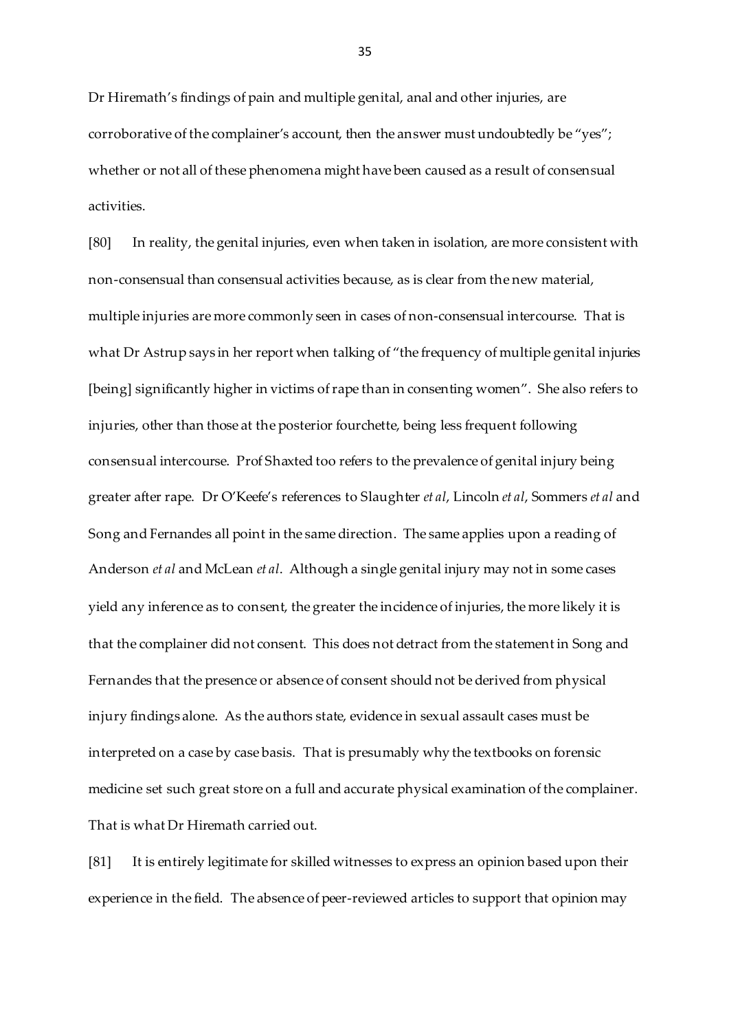Dr Hiremath's findings of pain and multiple genital, anal and other injuries, are corroborative of the complainer's account, then the answer must undoubtedly be "yes"; whether or not all of these phenomena might have been caused as a result of consensual activities.

[80] In reality, the genital injuries, even when taken in isolation, are more consistent with non-consensual than consensual activities because, as is clear from the new material, multiple injuries are more commonly seen in cases of non-consensual intercourse. That is what Dr Astrup says in her report when talking of "the frequency of multiple genital injuries [being] significantly higher in victims of rape than in consenting women". She also refers to injuries, other than those at the posterior fourchette, being less frequent following consensual intercourse. Prof Shaxted too refers to the prevalence of genital injury being greater after rape. Dr O'Keefe's references to Slaughter *et al*, Lincoln *et al*, Sommers *et al* and Song and Fernandes all point in the same direction. The same applies upon a reading of Anderson *et al* and McLean *et al*. Although a single genital injury may not in some cases yield any inference as to consent, the greater the incidence of injuries, the more likely it is that the complainer did not consent. This does not detract from the statement in Song and Fernandes that the presence or absence of consent should not be derived from physical injury findings alone. As the authors state, evidence in sexual assault cases must be interpreted on a case by case basis. That is presumably why the textbooks on forensic medicine set such great store on a full and accurate physical examination of the complainer. That is what Dr Hiremath carried out.

[81] It is entirely legitimate for skilled witnesses to express an opinion based upon their experience in the field. The absence of peer-reviewed articles to support that opinion may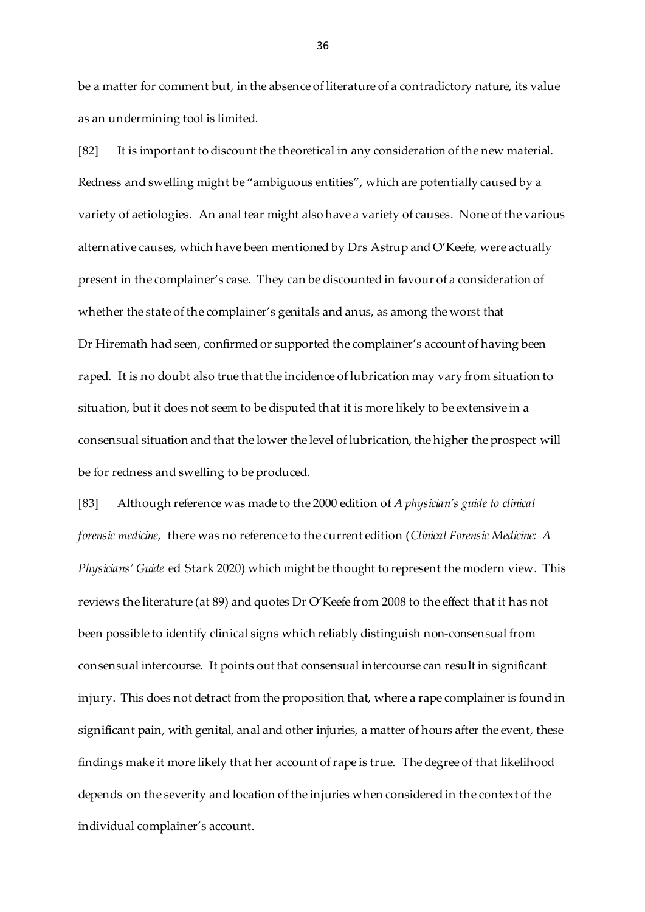be a matter for comment but, in the absence of literature of a contradictory nature, its value as an undermining tool is limited.

[82] It is important to discount the theoretical in any consideration of the new material. Redness and swelling might be "ambiguous entities", which are potentially caused by a variety of aetiologies. An anal tear might also have a variety of causes. None of the various alternative causes, which have been mentioned by Drs Astrup and O'Keefe, were actually present in the complainer's case. They can be discounted in favour of a consideration of whether the state of the complainer's genitals and anus, as among the worst that Dr Hiremath had seen, confirmed or supported the complainer's account of having been raped. It is no doubt also true that the incidence of lubrication may vary from situation to situation, but it does not seem to be disputed that it is more likely to be extensive in a consensual situation and that the lower the level of lubrication, the higher the prospect will be for redness and swelling to be produced.

[83] Although reference was made to the 2000 edition of *A physician's guide to clinical forensic medicine*, there was no reference to the current edition (*Clinical Forensic Medicine: A Physicians' Guide* ed Stark 2020) which might be thought to represent the modern view. This reviews the literature (at 89) and quotes Dr O'Keefe from 2008 to the effect that it has not been possible to identify clinical signs which reliably distinguish non-consensual from consensual intercourse. It points out that consensual intercourse can result in significant injury. This does not detract from the proposition that, where a rape complainer is found in significant pain, with genital, anal and other injuries, a matter of hours after the event, these findings make it more likely that her account of rape is true. The degree of that likelihood depends on the severity and location of the injuries when considered in the context of the individual complainer's account.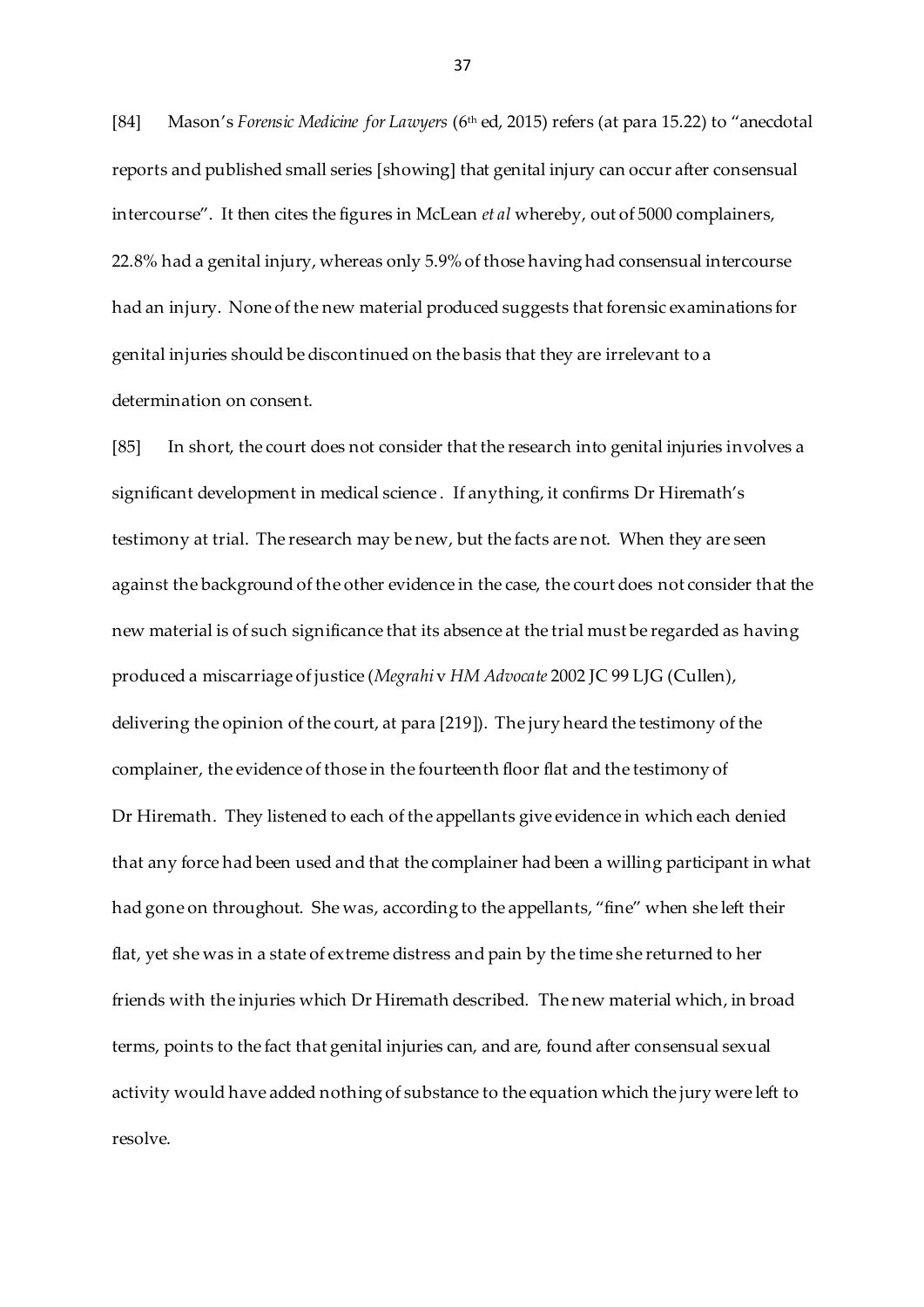[84] Mason's *Forensic Medicine for Lawyers* (6th ed, 2015) refers (at para 15.22) to "anecdotal reports and published small series [showing] that genital injury can occur after consensual intercourse". It then cites the figures in McLean *et al* whereby, out of 5000 complainers, 22.8% had a genital injury, whereas only 5.9% of those having had consensual intercourse had an injury. None of the new material produced suggests that forensic examinations for genital injuries should be discontinued on the basis that they are irrelevant to a determination on consent.

[85] In short, the court does not consider that the research into genital injuries involves a significant development in medical science . If anything, it confirms Dr Hiremath's testimony at trial. The research may be new, but the facts are not. When they are seen against the background of the other evidence in the case, the court does not consider that the new material is of such significance that its absence at the trial must be regarded as having produced a miscarriage of justice (*Megrahi* v *HM Advocate* 2002 JC 99 LJG (Cullen), delivering the opinion of the court, at para [219]). The jury heard the testimony of the complainer, the evidence of those in the fourteenth floor flat and the testimony of Dr Hiremath. They listened to each of the appellants give evidence in which each denied that any force had been used and that the complainer had been a willing participant in what had gone on throughout. She was, according to the appellants, "fine" when she left their flat, yet she was in a state of extreme distress and pain by the time she returned to her friends with the injuries which Dr Hiremath described. The new material which, in broad terms, points to the fact that genital injuries can, and are, found after consensual sexual activity would have added nothing of substance to the equation which the jury were left to resolve.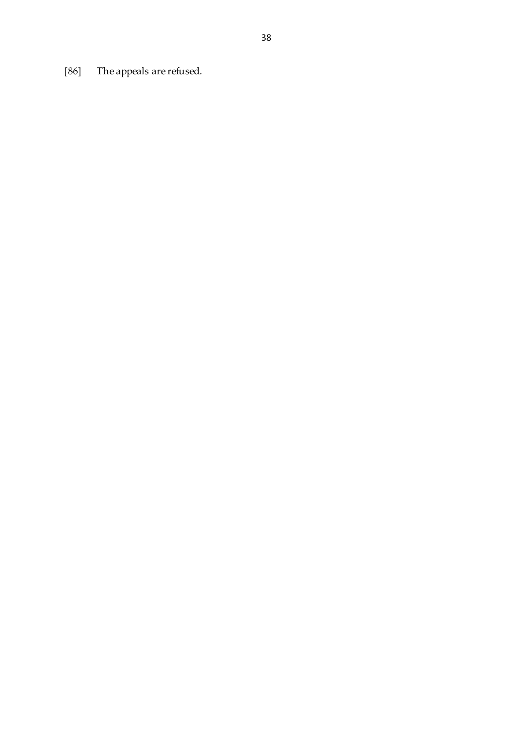[86] The appeals are refused.